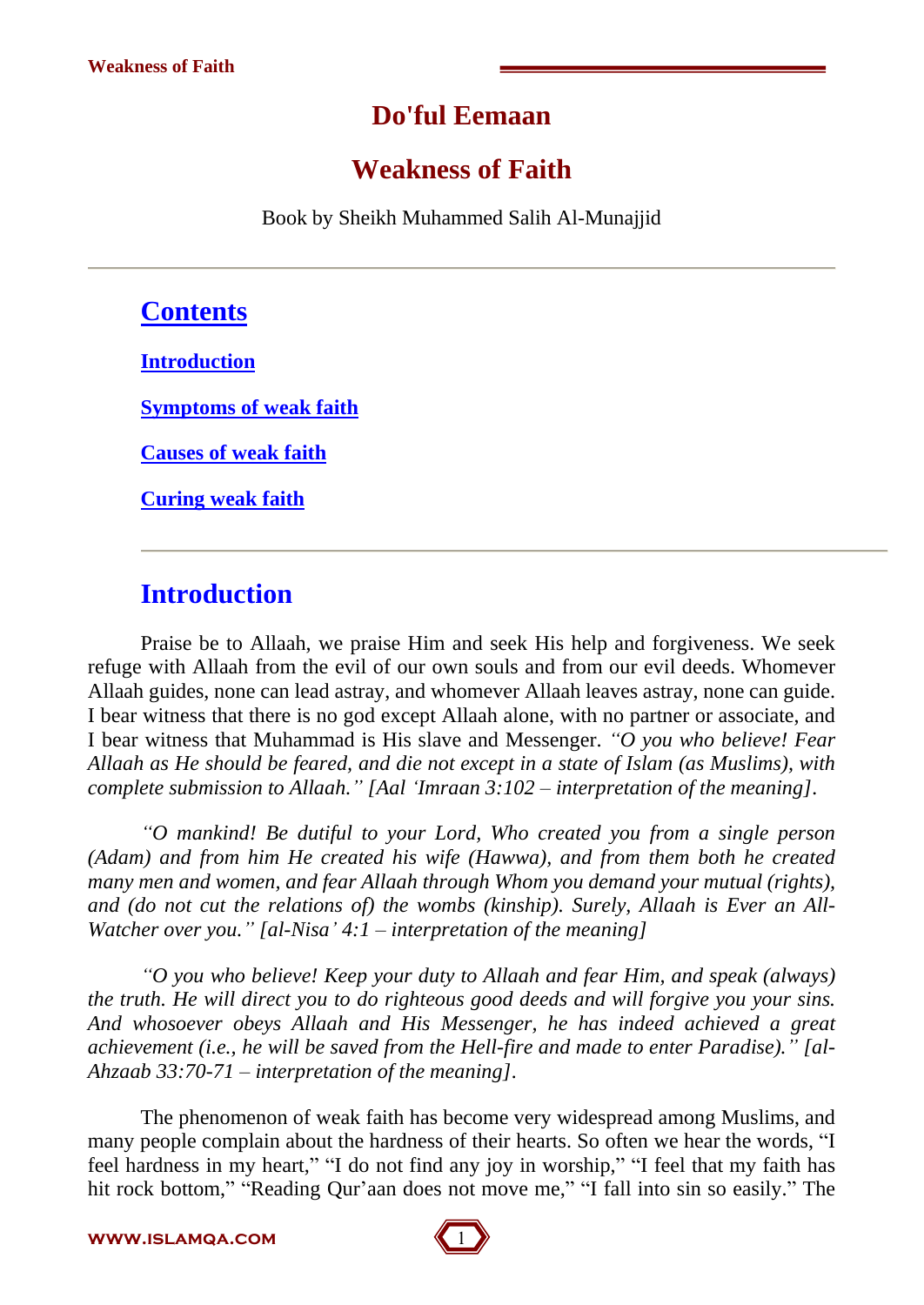# Do'ful Eemaan

# Weakness of Faith

Book by Sheikh Muhammed Salih Al-Munajjid

---

## Contents

**Introduction**

**Symptoms of weak faith**

**Causes of weak faith**

**Curing weak faith**

---

## Introduction

Praise be to Allaah, we praise Him and seek His help and forgiveness. We seek refuge with Allaah from the evil of our own souls and from our evil deeds. Whomever Allaah guides, none can lead astray, and whomever Allaah leaves astray, none can guide. I bear witness that there is no god except Allaah alone, with no partner or associate, and I bear witness that Muhammad is His slave and Messenger. *"O you who believe! Fear Allaah as He should be feared, and die not except in a state of Islam (as Muslims), with complete submission to Allaah." [Aal 'Imraan 3:102 – interpretation of the meaning]*.

*"O mankind! Be dutiful to your Lord, Who created you from a single person (Adam) and from him He created his wife (Hawwa), and from them both he created many men and women, and fear Allaah through Whom you demand your mutual (rights), and (do not cut the relations of) the wombs (kinship). Surely, Allaah is Ever an All-Watcher over you." [al-Nisa' 4:1 – interpretation of the meaning]*

*"O you who believe! Keep your duty to Allaah and fear Him, and speak (always) the truth. He will direct you to do righteous good deeds and will forgive you your sins. And whosoever obeys Allaah and His Messenger, he has indeed achieved a great achievement (i.e., he will be saved from the Hell-fire and made to enter Paradise)." [al-Ahzaab 33:70-71 – interpretation of the meaning]*.

The phenomenon of weak faith has become very widespread among Muslims, and many people complain about the hardness of their hearts. So often we hear the words, "I feel hardness in my heart," "I do not find any joy in worship," "I feel that my faith has hit rock bottom," "Reading Qur'aan does not move me," "I fall into sin so easily." The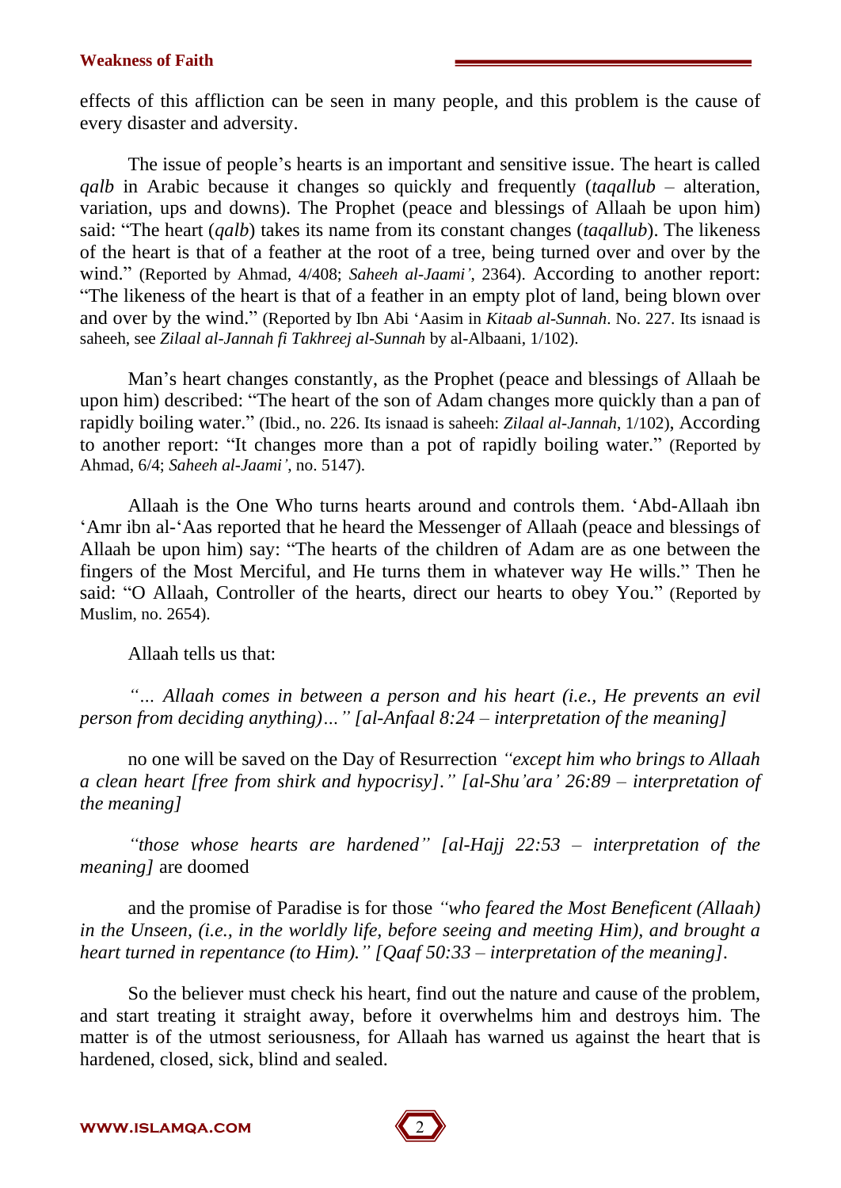effects of this affliction can be seen in many people, and this problem is the cause of every disaster and adversity.

The issue of people's hearts is an important and sensitive issue. The heart is called *qalb* in Arabic because it changes so quickly and frequently (*taqallub* – alteration, variation, ups and downs). The Prophet (peace and blessings of Allaah be upon him) said: "The heart (*qalb*) takes its name from its constant changes (*taqallub*). The likeness of the heart is that of a feather at the root of a tree, being turned over and over by the wind." (Reported by Ahmad, 4/408; *Saheeh al-Jaami'*, 2364). According to another report: "The likeness of the heart is that of a feather in an empty plot of land, being blown over and over by the wind." (Reported by Ibn Abi 'Aasim in *Kitaab al-Sunnah*. No. 227. Its isnaad is saheeh, see *Zilaal al-Jannah fi Takhreej al-Sunnah* by al-Albaani, 1/102).

Man's heart changes constantly, as the Prophet (peace and blessings of Allaah be upon him) described: "The heart of the son of Adam changes more quickly than a pan of rapidly boiling water." (Ibid., no. 226. Its isnaad is saheeh: *Zilaal al-Jannah*, 1/102), According to another report: "It changes more than a pot of rapidly boiling water." (Reported by Ahmad, 6/4; *Saheeh al-Jaami'*, no. 5147).

Allaah is the One Who turns hearts around and controls them. 'Abd-Allaah ibn 'Amr ibn al-'Aas reported that he heard the Messenger of Allaah (peace and blessings of Allaah be upon him) say: "The hearts of the children of Adam are as one between the fingers of the Most Merciful, and He turns them in whatever way He wills." Then he said: "O Allaah, Controller of the hearts, direct our hearts to obey You." (Reported by Muslim, no. 2654).

Allaah tells us that:

*"… Allaah comes in between a person and his heart (i.e., He prevents an evil person from deciding anything)…" [al-Anfaal 8:24 – interpretation of the meaning]*

no one will be saved on the Day of Resurrection *"except him who brings to Allaah a clean heart [free from shirk and hypocrisy]." [al-Shu'ara' 26:89 – interpretation of the meaning]*

*"those whose hearts are hardened" [al-Hajj 22:53 – interpretation of the meaning]* are doomed

and the promise of Paradise is for those *"who feared the Most Beneficent (Allaah) in the Unseen, (i.e., in the worldly life, before seeing and meeting Him), and brought a heart turned in repentance (to Him)." [Qaaf 50:33 – interpretation of the meaning].*

So the believer must check his heart, find out the nature and cause of the problem, and start treating it straight away, before it overwhelms him and destroys him. The matter is of the utmost seriousness, for Allaah has warned us against the heart that is hardened, closed, sick, blind and sealed.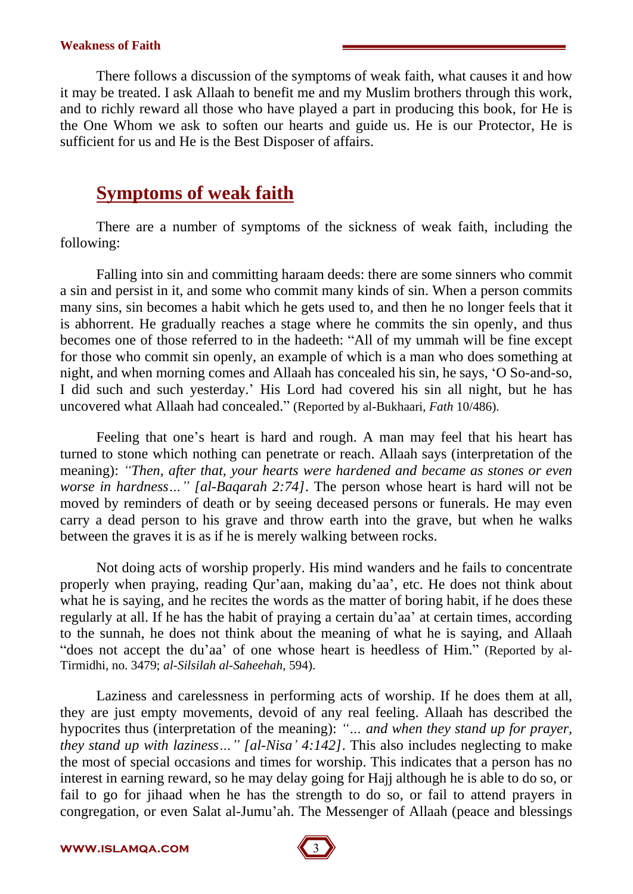There follows a discussion of the symptoms of weak faith, what causes it and how it may be treated. I ask Allaah to benefit me and my Muslim brothers through this work, and to richly reward all those who have played a part in producing this book, for He is the One Whom we ask to soften our hearts and guide us. He is our Protector, He is sufficient for us and He is the Best Disposer of affairs.

## Symptoms of weak faith

There are a number of symptoms of the sickness of weak faith, including the following:

Falling into sin and committing haraam deeds: there are some sinners who commit a sin and persist in it, and some who commit many kinds of sin. When a person commits many sins, sin becomes a habit which he gets used to, and then he no longer feels that it is abhorrent. He gradually reaches a stage where he commits the sin openly, and thus becomes one of those referred to in the hadeeth: "All of my ummah will be fine except for those who commit sin openly, an example of which is a man who does something at night, and when morning comes and Allaah has concealed his sin, he says, 'O So-and-so, I did such and such yesterday.' His Lord had covered his sin all night, but he has uncovered what Allaah had concealed." (Reported by al-Bukhaari, *Fath* 10/486).

Feeling that one's heart is hard and rough. A man may feel that his heart has turned to stone which nothing can penetrate or reach. Allaah says (interpretation of the meaning): *"Then, after that, your hearts were hardened and became as stones or even worse in hardness…" [al-Baqarah 2:74]*. The person whose heart is hard will not be moved by reminders of death or by seeing deceased persons or funerals. He may even carry a dead person to his grave and throw earth into the grave, but when he walks between the graves it is as if he is merely walking between rocks.

Not doing acts of worship properly. His mind wanders and he fails to concentrate properly when praying, reading Qur'aan, making du'aa', etc. He does not think about what he is saying, and he recites the words as the matter of boring habit, if he does these regularly at all. If he has the habit of praying a certain du'aa' at certain times, according to the sunnah, he does not think about the meaning of what he is saying, and Allaah "does not accept the du'aa' of one whose heart is heedless of Him." (Reported by al-Tirmidhi, no. 3479; *al-Silsilah al-Saheehah*, 594).

Laziness and carelessness in performing acts of worship. If he does them at all, they are just empty movements, devoid of any real feeling. Allaah has described the hypocrites thus (interpretation of the meaning): *"… and when they stand up for prayer, they stand up with laziness…" [al-Nisa' 4:142]*. This also includes neglecting to make the most of special occasions and times for worship. This indicates that a person has no interest in earning reward, so he may delay going for Hajj although he is able to do so, or fail to go for jihaad when he has the strength to do so, or fail to attend prayers in congregation, or even Salat al-Jumu'ah. The Messenger of Allaah (peace and blessings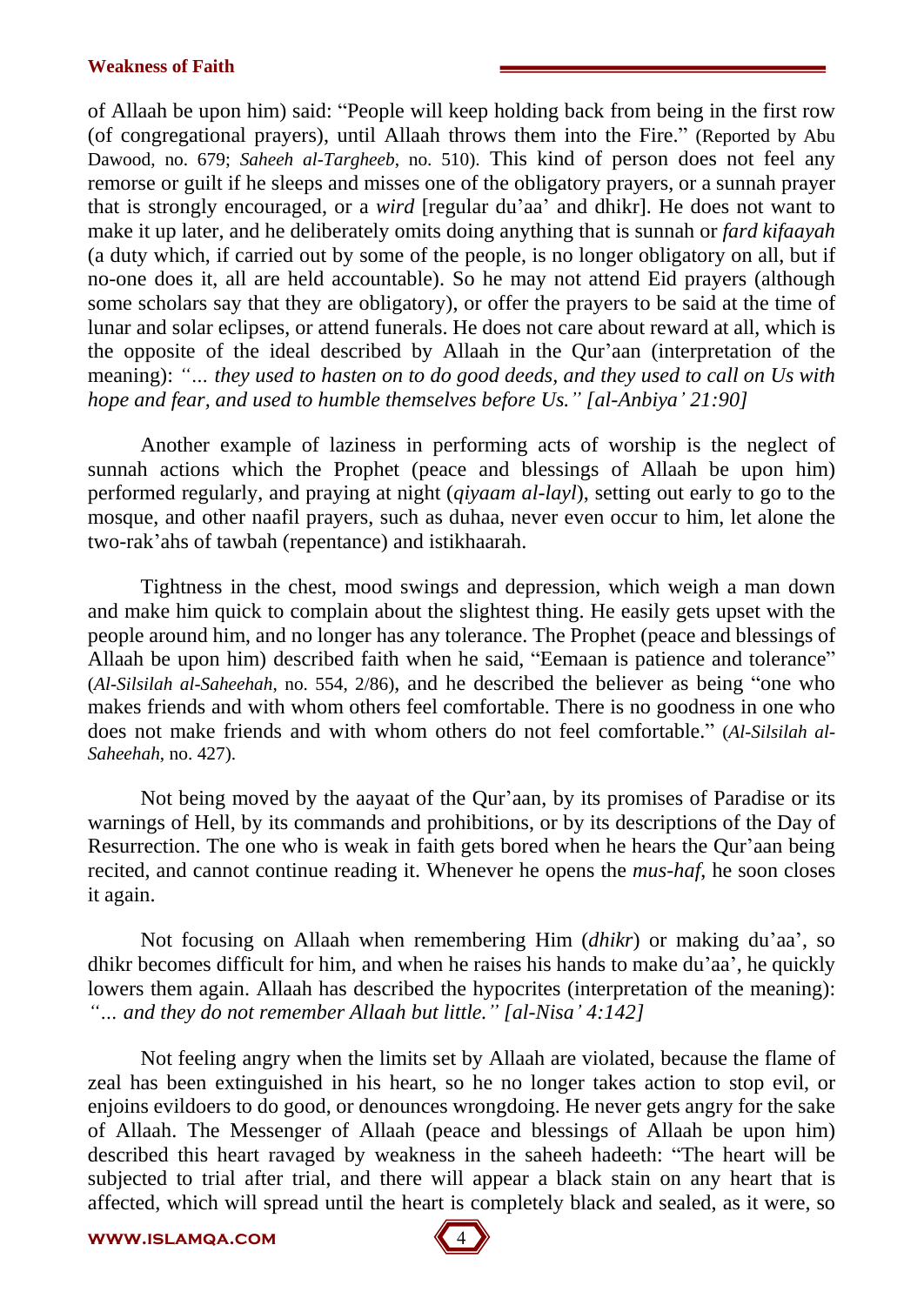of Allaah be upon him) said: “People will keep holding back from being in the first row (of congregational prayers), until Allaah throws them into the Fire.” (Reported by Abu Dawood, no. 679; *Saheeh al-Targheeb*, no. 510). This kind of person does not feel any remorse or guilt if he sleeps and misses one of the obligatory prayers, or a sunnah prayer that is strongly encouraged, or a *wird* [regular du’aa’ and dhikr]. He does not want to make it up later, and he deliberately omits doing anything that is sunnah or *fard kifaayah* (a duty which, if carried out by some of the people, is no longer obligatory on all, but if no-one does it, all are held accountable). So he may not attend Eid prayers (although some scholars say that they are obligatory), or offer the prayers to be said at the time of lunar and solar eclipses, or attend funerals. He does not care about reward at all, which is the opposite of the ideal described by Allaah in the Qur’aan (interpretation of the meaning): *“… they used to hasten on to do good deeds, and they used to call on Us with hope and fear, and used to humble themselves before Us.” [al-Anbiya’ 21:90]*

Another example of laziness in performing acts of worship is the neglect of sunnah actions which the Prophet (peace and blessings of Allaah be upon him) performed regularly, and praying at night (*qiyaam al-layl*), setting out early to go to the mosque, and other naafil prayers, such as duhaa, never even occur to him, let alone the two-rak’ahs of tawbah (repentance) and istikhaarah.

Tightness in the chest, mood swings and depression, which weigh a man down and make him quick to complain about the slightest thing. He easily gets upset with the people around him, and no longer has any tolerance. The Prophet (peace and blessings of Allaah be upon him) described faith when he said, “Eemaan is patience and tolerance” (*Al-Silsilah al-Saheehah*, no. 554, 2/86), and he described the believer as being “one who makes friends and with whom others feel comfortable. There is no goodness in one who does not make friends and with whom others do not feel comfortable.” (*Al-Silsilah al-Saheehah*, no. 427).

Not being moved by the aayaat of the Qur’aan, by its promises of Paradise or its warnings of Hell, by its commands and prohibitions, or by its descriptions of the Day of Resurrection. The one who is weak in faith gets bored when he hears the Qur’aan being recited, and cannot continue reading it. Whenever he opens the *mus-haf*, he soon closes it again.

Not focusing on Allaah when remembering Him (*dhikr*) or making du’aa’, so dhikr becomes difficult for him, and when he raises his hands to make du’aa’, he quickly lowers them again. Allaah has described the hypocrites (interpretation of the meaning): *“… and they do not remember Allaah but little.” [al-Nisa’ 4:142]*

Not feeling angry when the limits set by Allaah are violated, because the flame of zeal has been extinguished in his heart, so he no longer takes action to stop evil, or enjoins evildoers to do good, or denounces wrongdoing. He never gets angry for the sake of Allaah. The Messenger of Allaah (peace and blessings of Allaah be upon him) described this heart ravaged by weakness in the saheeh hadeeth: “The heart will be subjected to trial after trial, and there will appear a black stain on any heart that is affected, which will spread until the heart is completely black and sealed, as it were, so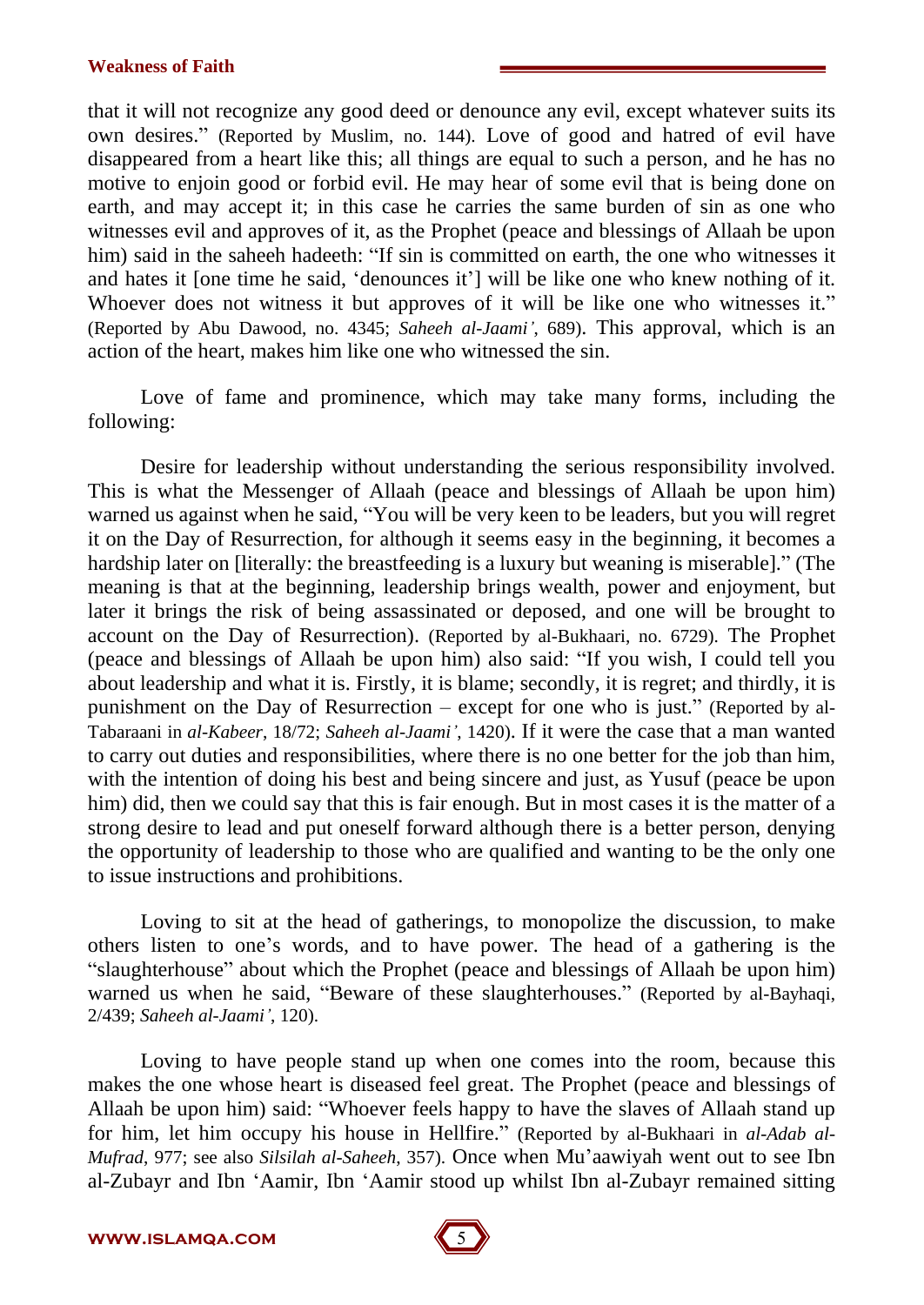that it will not recognize any good deed or denounce any evil, except whatever suits its own desires." (Reported by Muslim, no. 144). Love of good and hatred of evil have disappeared from a heart like this; all things are equal to such a person, and he has no motive to enjoin good or forbid evil. He may hear of some evil that is being done on earth, and may accept it; in this case he carries the same burden of sin as one who witnesses evil and approves of it, as the Prophet (peace and blessings of Allaah be upon him) said in the saheeh hadeeth: "If sin is committed on earth, the one who witnesses it and hates it [one time he said, 'denounces it'] will be like one who knew nothing of it. Whoever does not witness it but approves of it will be like one who witnesses it." (Reported by Abu Dawood, no. 4345; *Saheeh al-Jaami'*, 689). This approval, which is an action of the heart, makes him like one who witnessed the sin.

Love of fame and prominence, which may take many forms, including the following:

Desire for leadership without understanding the serious responsibility involved. This is what the Messenger of Allaah (peace and blessings of Allaah be upon him) warned us against when he said, "You will be very keen to be leaders, but you will regret it on the Day of Resurrection, for although it seems easy in the beginning, it becomes a hardship later on [literally: the breastfeeding is a luxury but weaning is miserable]." (The meaning is that at the beginning, leadership brings wealth, power and enjoyment, but later it brings the risk of being assassinated or deposed, and one will be brought to account on the Day of Resurrection). (Reported by al-Bukhaari, no. 6729). The Prophet (peace and blessings of Allaah be upon him) also said: "If you wish, I could tell you about leadership and what it is. Firstly, it is blame; secondly, it is regret; and thirdly, it is punishment on the Day of Resurrection – except for one who is just." (Reported by al-Tabaraani in *al-Kabeer*, 18/72; *Saheeh al-Jaami'*, 1420). If it were the case that a man wanted to carry out duties and responsibilities, where there is no one better for the job than him, with the intention of doing his best and being sincere and just, as Yusuf (peace be upon him) did, then we could say that this is fair enough. But in most cases it is the matter of a strong desire to lead and put oneself forward although there is a better person, denying the opportunity of leadership to those who are qualified and wanting to be the only one to issue instructions and prohibitions.

Loving to sit at the head of gatherings, to monopolize the discussion, to make others listen to one's words, and to have power. The head of a gathering is the "slaughterhouse" about which the Prophet (peace and blessings of Allaah be upon him) warned us when he said, "Beware of these slaughterhouses." (Reported by al-Bayhaqi, 2/439; *Saheeh al-Jaami'*, 120).

Loving to have people stand up when one comes into the room, because this makes the one whose heart is diseased feel great. The Prophet (peace and blessings of Allaah be upon him) said: "Whoever feels happy to have the slaves of Allaah stand up for him, let him occupy his house in Hellfire." (Reported by al-Bukhaari in *al-Adab al-Mufrad*, 977; see also *Silsilah al-Saheeh*, 357). Once when Mu'aawiyah went out to see Ibn al-Zubayr and Ibn 'Aamir, Ibn 'Aamir stood up whilst Ibn al-Zubayr remained sitting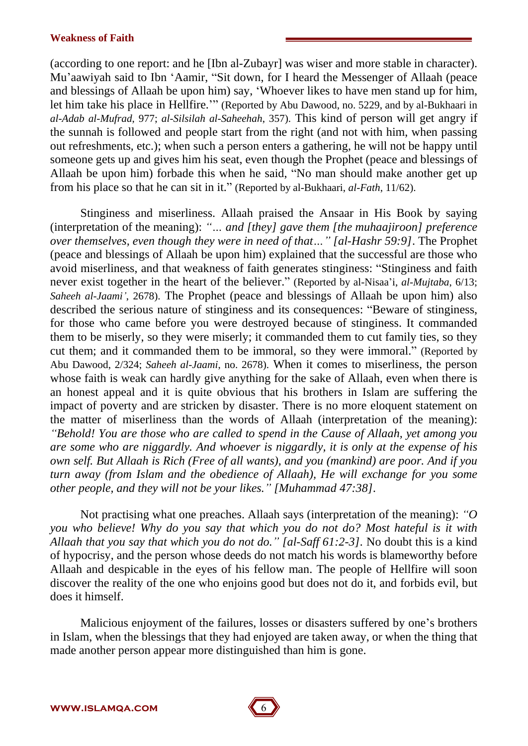(according to one report: and he [Ibn al-Zubayr] was wiser and more stable in character). Mu'aawiyah said to Ibn 'Aamir, "Sit down, for I heard the Messenger of Allaah (peace and blessings of Allaah be upon him) say, 'Whoever likes to have men stand up for him, let him take his place in Hellfire.'" (Reported by Abu Dawood, no. 5229, and by al-Bukhaari in *al-Adab al-Mufrad*, 977; *al-Silsilah al-Saheehah*, 357). This kind of person will get angry if the sunnah is followed and people start from the right (and not with him, when passing out refreshments, etc.); when such a person enters a gathering, he will not be happy until someone gets up and gives him his seat, even though the Prophet (peace and blessings of Allaah be upon him) forbade this when he said, "No man should make another get up from his place so that he can sit in it." (Reported by al-Bukhaari, *al-Fath*, 11/62).

Stinginess and miserliness. Allaah praised the Ansaar in His Book by saying (interpretation of the meaning): *"… and [they] gave them [the muhaajiroon] preference over themselves, even though they were in need of that…" [al-Hashr 59:9]*. The Prophet (peace and blessings of Allaah be upon him) explained that the successful are those who avoid miserliness, and that weakness of faith generates stinginess: "Stinginess and faith never exist together in the heart of the believer." (Reported by al-Nisaa'i, *al-Mujtaba*, 6/13; *Saheeh al-Jaami'*, 2678). The Prophet (peace and blessings of Allaah be upon him) also described the serious nature of stinginess and its consequences: "Beware of stinginess, for those who came before you were destroyed because of stinginess. It commanded them to be miserly, so they were miserly; it commanded them to cut family ties, so they cut them; and it commanded them to be immoral, so they were immoral." (Reported by Abu Dawood, 2/324; *Saheeh al-Jaami*, no. 2678). When it comes to miserliness, the person whose faith is weak can hardly give anything for the sake of Allaah, even when there is an honest appeal and it is quite obvious that his brothers in Islam are suffering the impact of poverty and are stricken by disaster. There is no more eloquent statement on the matter of miserliness than the words of Allaah (interpretation of the meaning): *"Behold! You are those who are called to spend in the Cause of Allaah, yet among you are some who are niggardly. And whoever is niggardly, it is only at the expense of his own self. But Allaah is Rich (Free of all wants), and you (mankind) are poor. And if you turn away (from Islam and the obedience of Allaah), He will exchange for you some other people, and they will not be your likes." [Muhammad 47:38]*.

Not practising what one preaches. Allaah says (interpretation of the meaning): *"O you who believe! Why do you say that which you do not do? Most hateful is it with Allaah that you say that which you do not do." [al-Saff 61:2-3]*. No doubt this is a kind of hypocrisy, and the person whose deeds do not match his words is blameworthy before Allaah and despicable in the eyes of his fellow man. The people of Hellfire will soon discover the reality of the one who enjoins good but does not do it, and forbids evil, but does it himself.

Malicious enjoyment of the failures, losses or disasters suffered by one's brothers in Islam, when the blessings that they had enjoyed are taken away, or when the thing that made another person appear more distinguished than him is gone.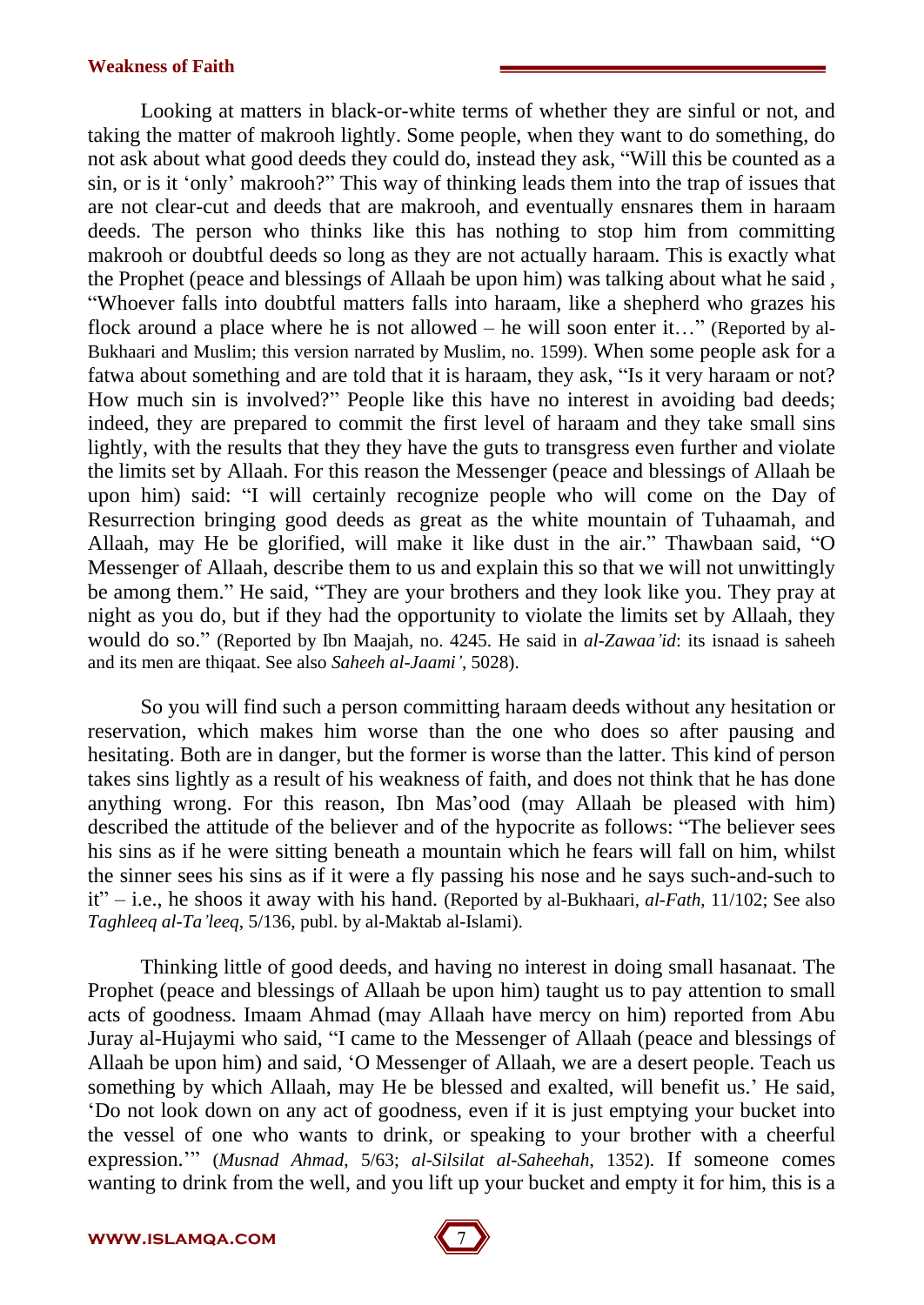Looking at matters in black-or-white terms of whether they are sinful or not, and taking the matter of makrooh lightly. Some people, when they want to do something, do not ask about what good deeds they could do, instead they ask, "Will this be counted as a sin, or is it 'only' makrooh?" This way of thinking leads them into the trap of issues that are not clear-cut and deeds that are makrooh, and eventually ensnares them in haraam deeds. The person who thinks like this has nothing to stop him from committing makrooh or doubtful deeds so long as they are not actually haraam. This is exactly what the Prophet (peace and blessings of Allaah be upon him) was talking about what he said , "Whoever falls into doubtful matters falls into haraam, like a shepherd who grazes his flock around a place where he is not allowed – he will soon enter it…" (Reported by al-Bukhaari and Muslim; this version narrated by Muslim, no. 1599). When some people ask for a fatwa about something and are told that it is haraam, they ask, "Is it very haraam or not? How much sin is involved?" People like this have no interest in avoiding bad deeds; indeed, they are prepared to commit the first level of haraam and they take small sins lightly, with the results that they they have the guts to transgress even further and violate the limits set by Allaah. For this reason the Messenger (peace and blessings of Allaah be upon him) said: "I will certainly recognize people who will come on the Day of Resurrection bringing good deeds as great as the white mountain of Tuhaamah, and Allaah, may He be glorified, will make it like dust in the air." Thawbaan said, "O Messenger of Allaah, describe them to us and explain this so that we will not unwittingly be among them." He said, "They are your brothers and they look like you. They pray at night as you do, but if they had the opportunity to violate the limits set by Allaah, they would do so." (Reported by Ibn Maajah, no. 4245. He said in *al-Zawaa'id*: its isnaad is saheeh and its men are thiqaat. See also *Saheeh al-Jaami'*, 5028).

So you will find such a person committing haraam deeds without any hesitation or reservation, which makes him worse than the one who does so after pausing and hesitating. Both are in danger, but the former is worse than the latter. This kind of person takes sins lightly as a result of his weakness of faith, and does not think that he has done anything wrong. For this reason, Ibn Mas'ood (may Allaah be pleased with him) described the attitude of the believer and of the hypocrite as follows: "The believer sees his sins as if he were sitting beneath a mountain which he fears will fall on him, whilst the sinner sees his sins as if it were a fly passing his nose and he says such-and-such to it" – i.e., he shoos it away with his hand. (Reported by al-Bukhaari, *al-Fath*, 11/102; See also *Taghleeq al-Ta'leeq*, 5/136, publ. by al-Maktab al-Islami).

Thinking little of good deeds, and having no interest in doing small hasanaat. The Prophet (peace and blessings of Allaah be upon him) taught us to pay attention to small acts of goodness. Imaam Ahmad (may Allaah have mercy on him) reported from Abu Juray al-Hujaymi who said, "I came to the Messenger of Allaah (peace and blessings of Allaah be upon him) and said, 'O Messenger of Allaah, we are a desert people. Teach us something by which Allaah, may He be blessed and exalted, will benefit us.' He said, 'Do not look down on any act of goodness, even if it is just emptying your bucket into the vessel of one who wants to drink, or speaking to your brother with a cheerful expression.'" (*Musnad Ahmad*, 5/63; *al-Silsilat al-Saheehah*, 1352). If someone comes wanting to drink from the well, and you lift up your bucket and empty it for him, this is a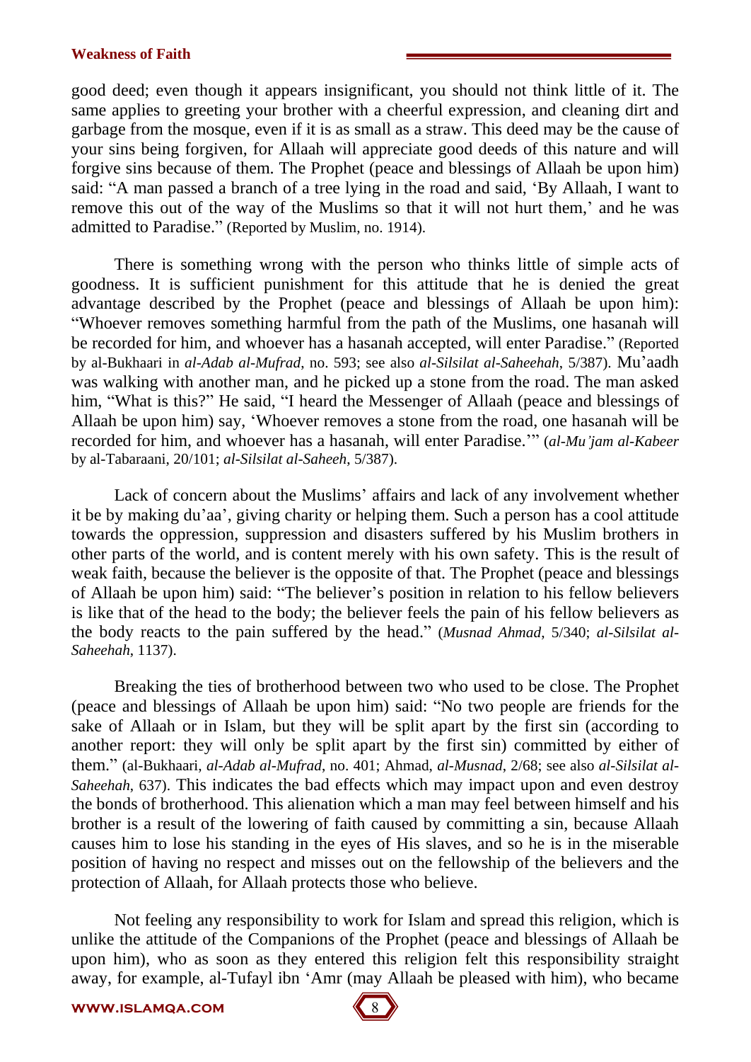good deed; even though it appears insignificant, you should not think little of it. The same applies to greeting your brother with a cheerful expression, and cleaning dirt and garbage from the mosque, even if it is as small as a straw. This deed may be the cause of your sins being forgiven, for Allaah will appreciate good deeds of this nature and will forgive sins because of them. The Prophet (peace and blessings of Allaah be upon him) said: "A man passed a branch of a tree lying in the road and said, 'By Allaah, I want to remove this out of the way of the Muslims so that it will not hurt them,' and he was admitted to Paradise." (Reported by Muslim, no. 1914).

There is something wrong with the person who thinks little of simple acts of goodness. It is sufficient punishment for this attitude that he is denied the great advantage described by the Prophet (peace and blessings of Allaah be upon him): "Whoever removes something harmful from the path of the Muslims, one hasanah will be recorded for him, and whoever has a hasanah accepted, will enter Paradise." (Reported by al-Bukhaari in *al-Adab al-Mufrad*, no. 593; see also *al-Silsilat al-Saheehah*, 5/387). Mu'aadh was walking with another man, and he picked up a stone from the road. The man asked him, "What is this?" He said, "I heard the Messenger of Allaah (peace and blessings of Allaah be upon him) say, 'Whoever removes a stone from the road, one hasanah will be recorded for him, and whoever has a hasanah, will enter Paradise.'" (*al-Mu'jam al-Kabeer* by al-Tabaraani, 20/101; *al-Silsilat al-Saheeh*, 5/387).

Lack of concern about the Muslims' affairs and lack of any involvement whether it be by making du'aa', giving charity or helping them. Such a person has a cool attitude towards the oppression, suppression and disasters suffered by his Muslim brothers in other parts of the world, and is content merely with his own safety. This is the result of weak faith, because the believer is the opposite of that. The Prophet (peace and blessings of Allaah be upon him) said: "The believer's position in relation to his fellow believers is like that of the head to the body; the believer feels the pain of his fellow believers as the body reacts to the pain suffered by the head." (*Musnad Ahmad*, 5/340; *al-Silsilat al-Saheehah*, 1137).

Breaking the ties of brotherhood between two who used to be close. The Prophet (peace and blessings of Allaah be upon him) said: "No two people are friends for the sake of Allaah or in Islam, but they will be split apart by the first sin (according to another report: they will only be split apart by the first sin) committed by either of them." (al-Bukhaari, *al-Adab al-Mufrad*, no. 401; Ahmad, *al-Musnad*, 2/68; see also *al-Silsilat al-Saheehah*, 637). This indicates the bad effects which may impact upon and even destroy the bonds of brotherhood. This alienation which a man may feel between himself and his brother is a result of the lowering of faith caused by committing a sin, because Allaah causes him to lose his standing in the eyes of His slaves, and so he is in the miserable position of having no respect and misses out on the fellowship of the believers and the protection of Allaah, for Allaah protects those who believe.

Not feeling any responsibility to work for Islam and spread this religion, which is unlike the attitude of the Companions of the Prophet (peace and blessings of Allaah be upon him), who as soon as they entered this religion felt this responsibility straight away, for example, al-Tufayl ibn 'Amr (may Allaah be pleased with him), who became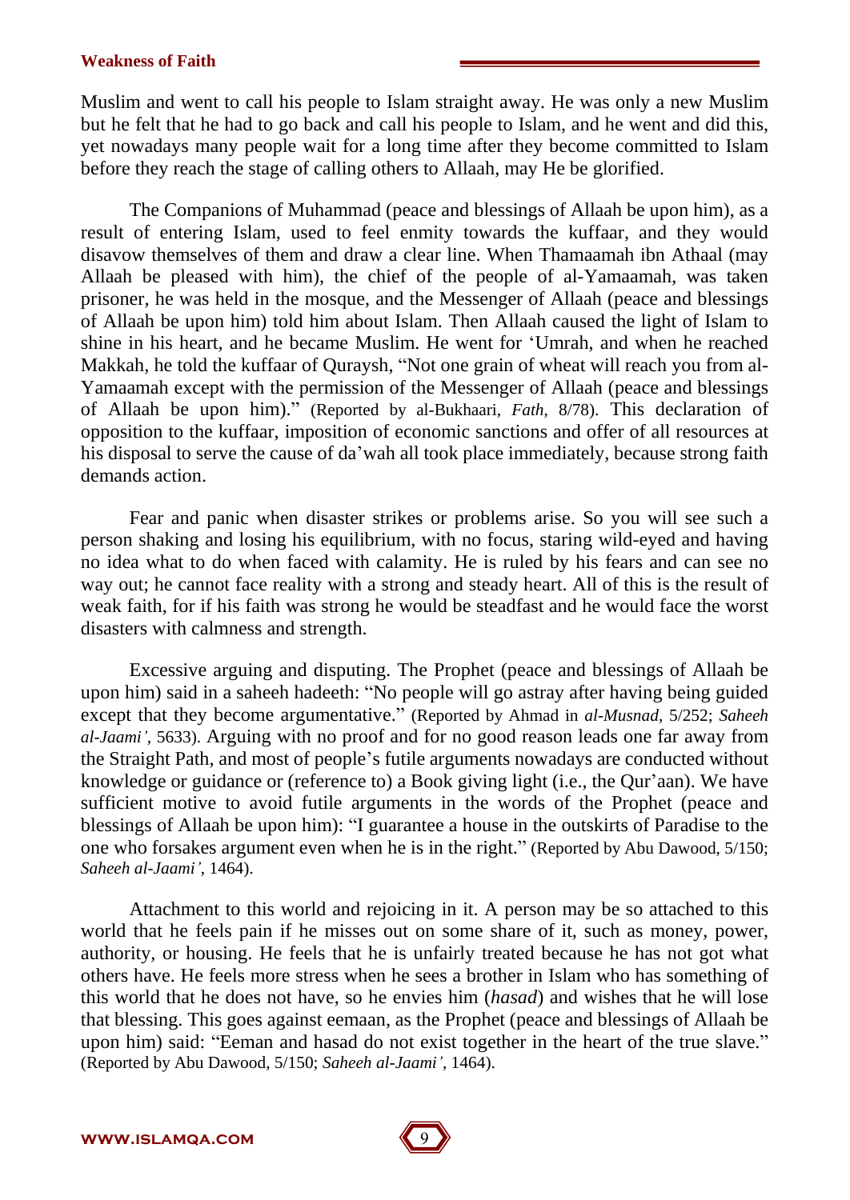Muslim and went to call his people to Islam straight away. He was only a new Muslim but he felt that he had to go back and call his people to Islam, and he went and did this, yet nowadays many people wait for a long time after they become committed to Islam before they reach the stage of calling others to Allaah, may He be glorified.

The Companions of Muhammad (peace and blessings of Allaah be upon him), as a result of entering Islam, used to feel enmity towards the kuffaar, and they would disavow themselves of them and draw a clear line. When Thamaamah ibn Athaal (may Allaah be pleased with him), the chief of the people of al-Yamaamah, was taken prisoner, he was held in the mosque, and the Messenger of Allaah (peace and blessings of Allaah be upon him) told him about Islam. Then Allaah caused the light of Islam to shine in his heart, and he became Muslim. He went for 'Umrah, and when he reached Makkah, he told the kuffaar of Quraysh, "Not one grain of wheat will reach you from al-Yamaamah except with the permission of the Messenger of Allaah (peace and blessings of Allaah be upon him)." (Reported by al-Bukhaari, *Fath*, 8/78). This declaration of opposition to the kuffaar, imposition of economic sanctions and offer of all resources at his disposal to serve the cause of da'wah all took place immediately, because strong faith demands action.

Fear and panic when disaster strikes or problems arise. So you will see such a person shaking and losing his equilibrium, with no focus, staring wild-eyed and having no idea what to do when faced with calamity. He is ruled by his fears and can see no way out; he cannot face reality with a strong and steady heart. All of this is the result of weak faith, for if his faith was strong he would be steadfast and he would face the worst disasters with calmness and strength.

Excessive arguing and disputing. The Prophet (peace and blessings of Allaah be upon him) said in a saheeh hadeeth: "No people will go astray after having being guided except that they become argumentative." (Reported by Ahmad in *al-Musnad*, 5/252; *Saheeh al-Jaami'*, 5633). Arguing with no proof and for no good reason leads one far away from the Straight Path, and most of people's futile arguments nowadays are conducted without knowledge or guidance or (reference to) a Book giving light (i.e., the Qur'aan). We have sufficient motive to avoid futile arguments in the words of the Prophet (peace and blessings of Allaah be upon him): "I guarantee a house in the outskirts of Paradise to the one who forsakes argument even when he is in the right." (Reported by Abu Dawood, 5/150; *Saheeh al-Jaami'*, 1464).

Attachment to this world and rejoicing in it. A person may be so attached to this world that he feels pain if he misses out on some share of it, such as money, power, authority, or housing. He feels that he is unfairly treated because he has not got what others have. He feels more stress when he sees a brother in Islam who has something of this world that he does not have, so he envies him (*hasad*) and wishes that he will lose that blessing. This goes against eemaan, as the Prophet (peace and blessings of Allaah be upon him) said: "Eeman and hasad do not exist together in the heart of the true slave." (Reported by Abu Dawood, 5/150; *Saheeh al-Jaami'*, 1464).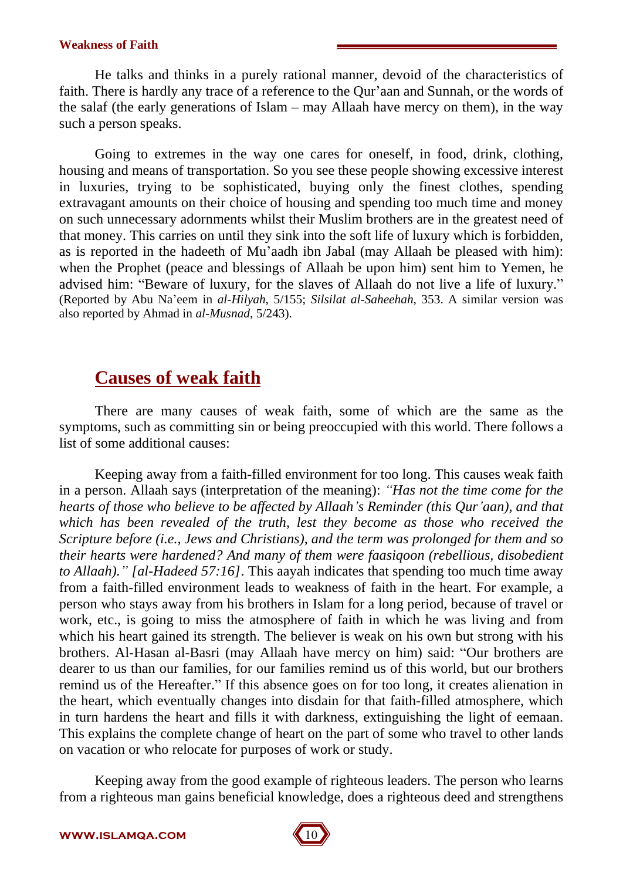He talks and thinks in a purely rational manner, devoid of the characteristics of faith. There is hardly any trace of a reference to the Qur'aan and Sunnah, or the words of the salaf (the early generations of Islam – may Allaah have mercy on them), in the way such a person speaks.

Going to extremes in the way one cares for oneself, in food, drink, clothing, housing and means of transportation. So you see these people showing excessive interest in luxuries, trying to be sophisticated, buying only the finest clothes, spending extravagant amounts on their choice of housing and spending too much time and money on such unnecessary adornments whilst their Muslim brothers are in the greatest need of that money. This carries on until they sink into the soft life of luxury which is forbidden, as is reported in the hadeeth of Mu'aadh ibn Jabal (may Allaah be pleased with him): when the Prophet (peace and blessings of Allaah be upon him) sent him to Yemen, he advised him: "Beware of luxury, for the slaves of Allaah do not live a life of luxury." (Reported by Abu Na'eem in *al-Hilyah*, 5/155; *Silsilat al-Saheehah*, 353. A similar version was also reported by Ahmad in *al-Musnad*, 5/243).

## Causes of weak faith

There are many causes of weak faith, some of which are the same as the symptoms, such as committing sin or being preoccupied with this world. There follows a list of some additional causes:

Keeping away from a faith-filled environment for too long. This causes weak faith in a person. Allaah says (interpretation of the meaning): *"Has not the time come for the hearts of those who believe to be affected by Allaah's Reminder (this Qur'aan), and that which has been revealed of the truth, lest they become as those who received the Scripture before (i.e., Jews and Christians), and the term was prolonged for them and so their hearts were hardened? And many of them were faasiqoon (rebellious, disobedient to Allaah)." [al-Hadeed 57:16]*. This aayah indicates that spending too much time away from a faith-filled environment leads to weakness of faith in the heart. For example, a person who stays away from his brothers in Islam for a long period, because of travel or work, etc., is going to miss the atmosphere of faith in which he was living and from which his heart gained its strength. The believer is weak on his own but strong with his brothers. Al-Hasan al-Basri (may Allaah have mercy on him) said: "Our brothers are dearer to us than our families, for our families remind us of this world, but our brothers remind us of the Hereafter." If this absence goes on for too long, it creates alienation in the heart, which eventually changes into disdain for that faith-filled atmosphere, which in turn hardens the heart and fills it with darkness, extinguishing the light of eemaan. This explains the complete change of heart on the part of some who travel to other lands on vacation or who relocate for purposes of work or study.

Keeping away from the good example of righteous leaders. The person who learns from a righteous man gains beneficial knowledge, does a righteous deed and strengthens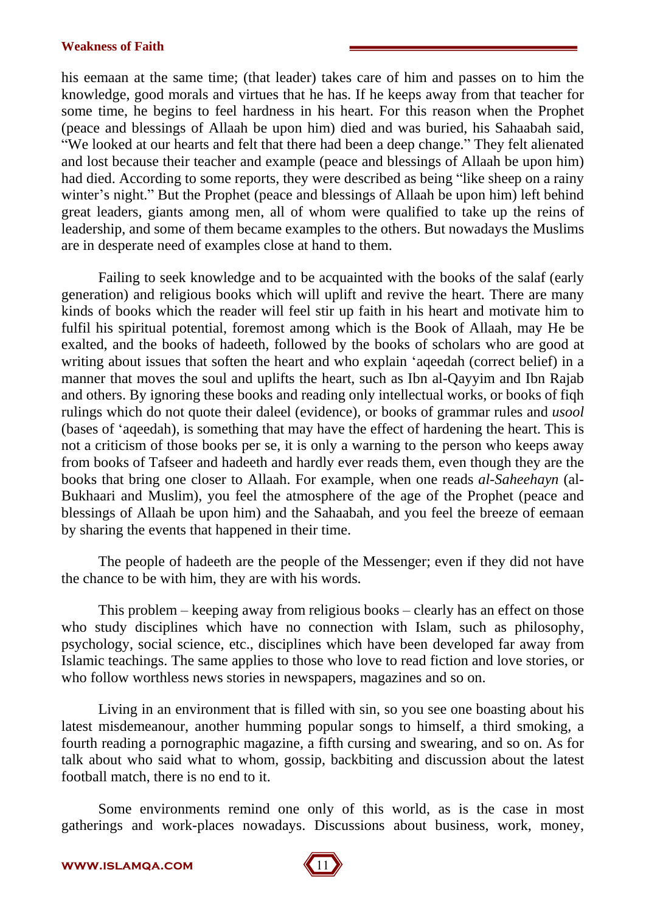his eemaan at the same time; (that leader) takes care of him and passes on to him the knowledge, good morals and virtues that he has. If he keeps away from that teacher for some time, he begins to feel hardness in his heart. For this reason when the Prophet (peace and blessings of Allaah be upon him) died and was buried, his Sahaabah said, "We looked at our hearts and felt that there had been a deep change." They felt alienated and lost because their teacher and example (peace and blessings of Allaah be upon him) had died. According to some reports, they were described as being "like sheep on a rainy winter's night." But the Prophet (peace and blessings of Allaah be upon him) left behind great leaders, giants among men, all of whom were qualified to take up the reins of leadership, and some of them became examples to the others. But nowadays the Muslims are in desperate need of examples close at hand to them.

Failing to seek knowledge and to be acquainted with the books of the salaf (early generation) and religious books which will uplift and revive the heart. There are many kinds of books which the reader will feel stir up faith in his heart and motivate him to fulfil his spiritual potential, foremost among which is the Book of Allaah, may He be exalted, and the books of hadeeth, followed by the books of scholars who are good at writing about issues that soften the heart and who explain 'aqeedah (correct belief) in a manner that moves the soul and uplifts the heart, such as Ibn al-Qayyim and Ibn Rajab and others. By ignoring these books and reading only intellectual works, or books of fiqh rulings which do not quote their daleel (evidence), or books of grammar rules and *usool* (bases of 'aqeedah), is something that may have the effect of hardening the heart. This is not a criticism of those books per se, it is only a warning to the person who keeps away from books of Tafseer and hadeeth and hardly ever reads them, even though they are the books that bring one closer to Allaah. For example, when one reads *al-Saheehayn* (al-Bukhaari and Muslim), you feel the atmosphere of the age of the Prophet (peace and blessings of Allaah be upon him) and the Sahaabah, and you feel the breeze of eemaan by sharing the events that happened in their time.

The people of hadeeth are the people of the Messenger; even if they did not have the chance to be with him, they are with his words.

This problem – keeping away from religious books – clearly has an effect on those who study disciplines which have no connection with Islam, such as philosophy, psychology, social science, etc., disciplines which have been developed far away from Islamic teachings. The same applies to those who love to read fiction and love stories, or who follow worthless news stories in newspapers, magazines and so on.

Living in an environment that is filled with sin, so you see one boasting about his latest misdemeanour, another humming popular songs to himself, a third smoking, a fourth reading a pornographic magazine, a fifth cursing and swearing, and so on. As for talk about who said what to whom, gossip, backbiting and discussion about the latest football match, there is no end to it.

Some environments remind one only of this world, as is the case in most gatherings and work-places nowadays. Discussions about business, work, money,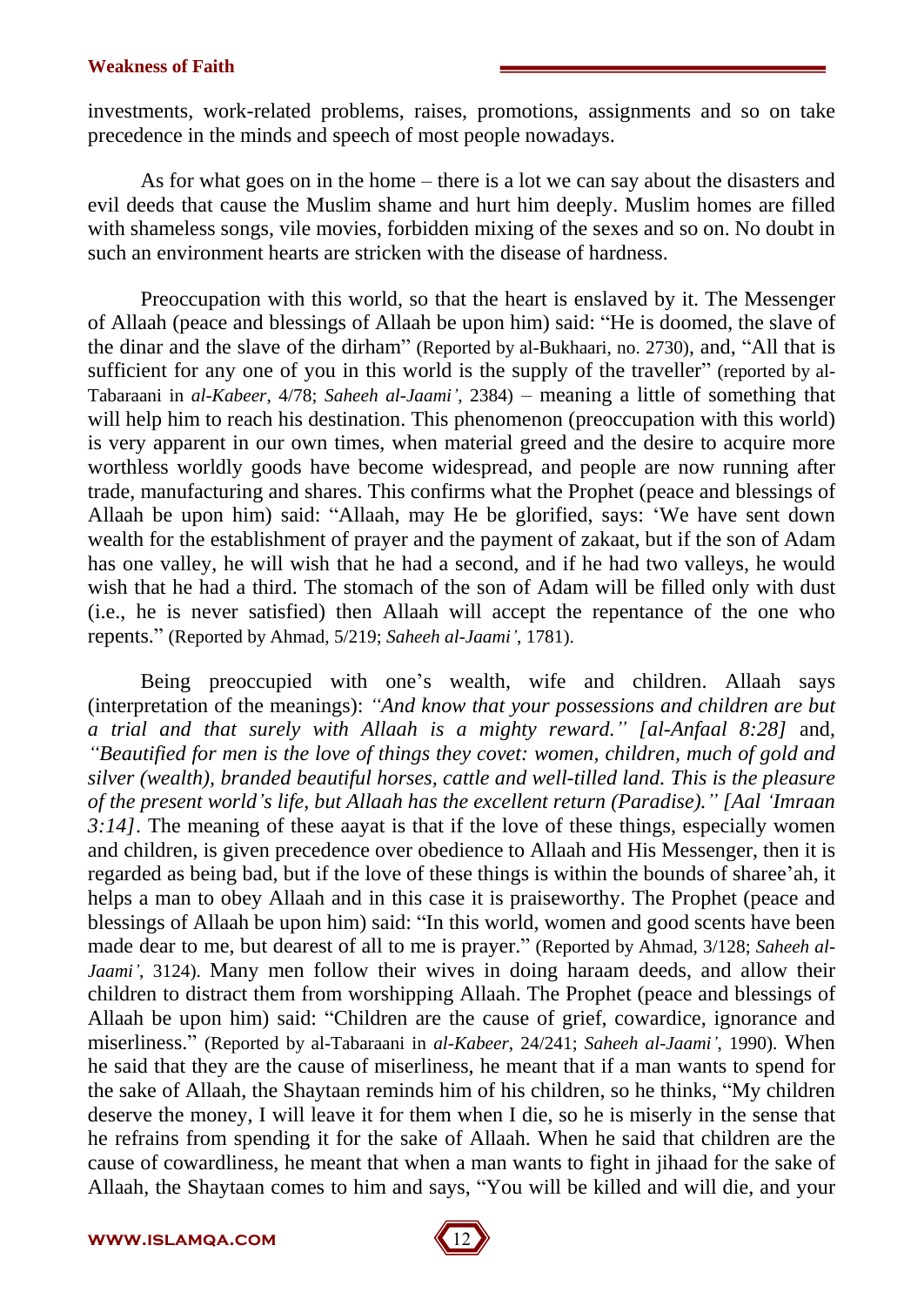investments, work-related problems, raises, promotions, assignments and so on take precedence in the minds and speech of most people nowadays.

As for what goes on in the home – there is a lot we can say about the disasters and evil deeds that cause the Muslim shame and hurt him deeply. Muslim homes are filled with shameless songs, vile movies, forbidden mixing of the sexes and so on. No doubt in such an environment hearts are stricken with the disease of hardness.

Preoccupation with this world, so that the heart is enslaved by it. The Messenger of Allaah (peace and blessings of Allaah be upon him) said: "He is doomed, the slave of the dinar and the slave of the dirham" (Reported by al-Bukhaari, no. 2730), and, "All that is sufficient for any one of you in this world is the supply of the traveller" (reported by al-Tabaraani in *al-Kabeer*, 4/78; *Saheeh al-Jaami'*, 2384) – meaning a little of something that will help him to reach his destination. This phenomenon (preoccupation with this world) is very apparent in our own times, when material greed and the desire to acquire more worthless worldly goods have become widespread, and people are now running after trade, manufacturing and shares. This confirms what the Prophet (peace and blessings of Allaah be upon him) said: "Allaah, may He be glorified, says: 'We have sent down wealth for the establishment of prayer and the payment of zakaat, but if the son of Adam has one valley, he will wish that he had a second, and if he had two valleys, he would wish that he had a third. The stomach of the son of Adam will be filled only with dust (i.e., he is never satisfied) then Allaah will accept the repentance of the one who repents." (Reported by Ahmad, 5/219; *Saheeh al-Jaami'*, 1781).

Being preoccupied with one's wealth, wife and children. Allaah says (interpretation of the meanings): *"And know that your possessions and children are but a trial and that surely with Allaah is a mighty reward." [al-Anfaal 8:28]* and, *"Beautified for men is the love of things they covet: women, children, much of gold and silver (wealth), branded beautiful horses, cattle and well-tilled land. This is the pleasure of the present world's life, but Allaah has the excellent return (Paradise)." [Aal 'Imraan 3:14]*. The meaning of these aayat is that if the love of these things, especially women and children, is given precedence over obedience to Allaah and His Messenger, then it is regarded as being bad, but if the love of these things is within the bounds of sharee'ah, it helps a man to obey Allaah and in this case it is praiseworthy. The Prophet (peace and blessings of Allaah be upon him) said: "In this world, women and good scents have been made dear to me, but dearest of all to me is prayer." (Reported by Ahmad, 3/128; *Saheeh al-Jaami'*, 3124). Many men follow their wives in doing haraam deeds, and allow their children to distract them from worshipping Allaah. The Prophet (peace and blessings of Allaah be upon him) said: "Children are the cause of grief, cowardice, ignorance and miserliness." (Reported by al-Tabaraani in *al-Kabeer*, 24/241; *Saheeh al-Jaami'*, 1990). When he said that they are the cause of miserliness, he meant that if a man wants to spend for the sake of Allaah, the Shaytaan reminds him of his children, so he thinks, "My children deserve the money, I will leave it for them when I die, so he is miserly in the sense that he refrains from spending it for the sake of Allaah. When he said that children are the cause of cowardliness, he meant that when a man wants to fight in jihaad for the sake of Allaah, the Shaytaan comes to him and says, "You will be killed and will die, and your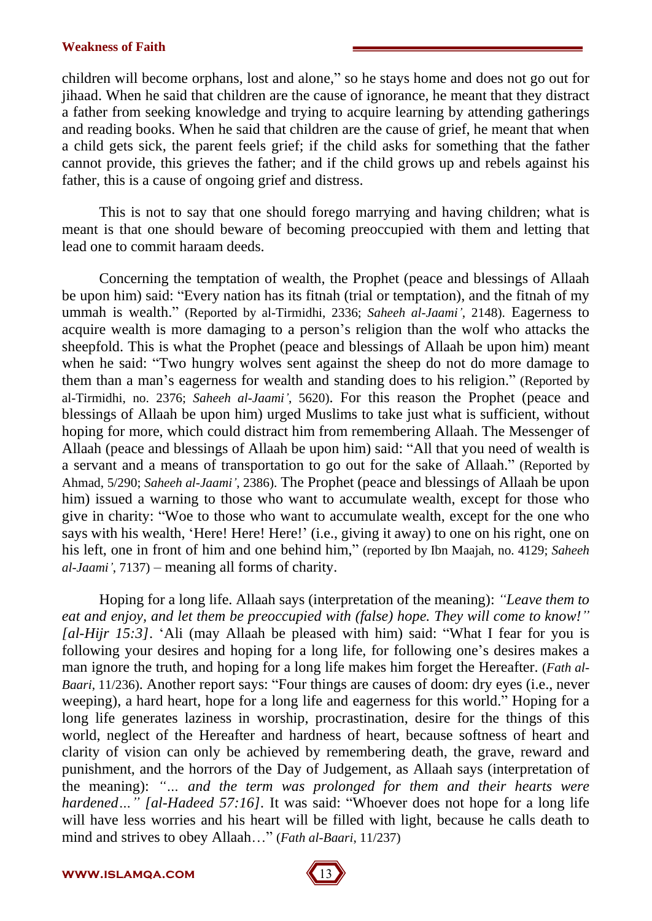children will become orphans, lost and alone," so he stays home and does not go out for jihaad. When he said that children are the cause of ignorance, he meant that they distract a father from seeking knowledge and trying to acquire learning by attending gatherings and reading books. When he said that children are the cause of grief, he meant that when a child gets sick, the parent feels grief; if the child asks for something that the father cannot provide, this grieves the father; and if the child grows up and rebels against his father, this is a cause of ongoing grief and distress.

This is not to say that one should forego marrying and having children; what is meant is that one should beware of becoming preoccupied with them and letting that lead one to commit haraam deeds.

Concerning the temptation of wealth, the Prophet (peace and blessings of Allaah be upon him) said: "Every nation has its fitnah (trial or temptation), and the fitnah of my ummah is wealth." (Reported by al-Tirmidhi, 2336; *Saheeh al-Jaami'*, 2148). Eagerness to acquire wealth is more damaging to a person's religion than the wolf who attacks the sheepfold. This is what the Prophet (peace and blessings of Allaah be upon him) meant when he said: "Two hungry wolves sent against the sheep do not do more damage to them than a man's eagerness for wealth and standing does to his religion." (Reported by al-Tirmidhi, no. 2376; *Saheeh al-Jaami'*, 5620). For this reason the Prophet (peace and blessings of Allaah be upon him) urged Muslims to take just what is sufficient, without hoping for more, which could distract him from remembering Allaah. The Messenger of Allaah (peace and blessings of Allaah be upon him) said: "All that you need of wealth is a servant and a means of transportation to go out for the sake of Allaah." (Reported by Ahmad, 5/290; *Saheeh al-Jaami'*, 2386). The Prophet (peace and blessings of Allaah be upon him) issued a warning to those who want to accumulate wealth, except for those who give in charity: "Woe to those who want to accumulate wealth, except for the one who says with his wealth, 'Here! Here! Here!' (i.e., giving it away) to one on his right, one on his left, one in front of him and one behind him," (reported by Ibn Maajah, no. 4129; *Saheeh al-Jaami'*, 7137) – meaning all forms of charity.

Hoping for a long life. Allaah says (interpretation of the meaning): *"Leave them to eat and enjoy, and let them be preoccupied with (false) hope. They will come to know!" [al-Hijr 15:3]*. 'Ali (may Allaah be pleased with him) said: "What I fear for you is following your desires and hoping for a long life, for following one's desires makes a man ignore the truth, and hoping for a long life makes him forget the Hereafter. (*Fath al-Baari*, 11/236). Another report says: "Four things are causes of doom: dry eyes (i.e., never weeping), a hard heart, hope for a long life and eagerness for this world." Hoping for a long life generates laziness in worship, procrastination, desire for the things of this world, neglect of the Hereafter and hardness of heart, because softness of heart and clarity of vision can only be achieved by remembering death, the grave, reward and punishment, and the horrors of the Day of Judgement, as Allaah says (interpretation of the meaning): *"… and the term was prolonged for them and their hearts were hardened…" [al-Hadeed 57:16]*. It was said: "Whoever does not hope for a long life will have less worries and his heart will be filled with light, because he calls death to mind and strives to obey Allaah…" (*Fath al-Baari*, 11/237)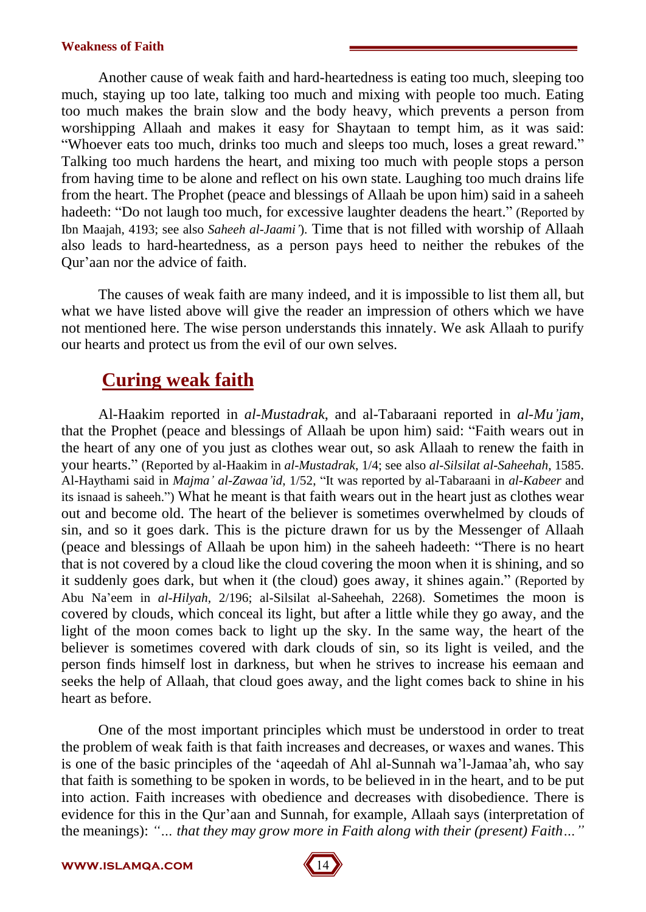Another cause of weak faith and hard-heartedness is eating too much, sleeping too much, staying up too late, talking too much and mixing with people too much. Eating too much makes the brain slow and the body heavy, which prevents a person from worshipping Allaah and makes it easy for Shaytaan to tempt him, as it was said: "Whoever eats too much, drinks too much and sleeps too much, loses a great reward." Talking too much hardens the heart, and mixing too much with people stops a person from having time to be alone and reflect on his own state. Laughing too much drains life from the heart. The Prophet (peace and blessings of Allaah be upon him) said in a saheeh hadeeth: "Do not laugh too much, for excessive laughter deadens the heart." (Reported by Ibn Maajah, 4193; see also *Saheeh al-Jaami'*). Time that is not filled with worship of Allaah also leads to hard-heartedness, as a person pays heed to neither the rebukes of the Qur'aan nor the advice of faith.

The causes of weak faith are many indeed, and it is impossible to list them all, but what we have listed above will give the reader an impression of others which we have not mentioned here. The wise person understands this innately. We ask Allaah to purify our hearts and protect us from the evil of our own selves.

## Curing weak faith

Al-Haakim reported in *al-Mustadrak*, and al-Tabaraani reported in *al-Mu'jam*, that the Prophet (peace and blessings of Allaah be upon him) said: "Faith wears out in the heart of any one of you just as clothes wear out, so ask Allaah to renew the faith in your hearts." (Reported by al-Haakim in *al-Mustadrak*, 1/4; see also *al-Silsilat al-Saheehah*, 1585. Al-Haythami said in *Majma' al-Zawaa'id*, 1/52, "It was reported by al-Tabaraani in *al-Kabeer* and its isnaad is saheeh.") What he meant is that faith wears out in the heart just as clothes wear out and become old. The heart of the believer is sometimes overwhelmed by clouds of sin, and so it goes dark. This is the picture drawn for us by the Messenger of Allaah (peace and blessings of Allaah be upon him) in the saheeh hadeeth: "There is no heart that is not covered by a cloud like the cloud covering the moon when it is shining, and so it suddenly goes dark, but when it (the cloud) goes away, it shines again." (Reported by Abu Na'eem in *al-Hilyah*, 2/196; al-Silsilat al-Saheehah, 2268). Sometimes the moon is covered by clouds, which conceal its light, but after a little while they go away, and the light of the moon comes back to light up the sky. In the same way, the heart of the believer is sometimes covered with dark clouds of sin, so its light is veiled, and the person finds himself lost in darkness, but when he strives to increase his eemaan and seeks the help of Allaah, that cloud goes away, and the light comes back to shine in his heart as before.

One of the most important principles which must be understood in order to treat the problem of weak faith is that faith increases and decreases, or waxes and wanes. This is one of the basic principles of the 'aqeedah of Ahl al-Sunnah wa'l-Jamaa'ah, who say that faith is something to be spoken in words, to be believed in in the heart, and to be put into action. Faith increases with obedience and decreases with disobedience. There is evidence for this in the Qur'aan and Sunnah, for example, Allaah says (interpretation of the meanings): *"… that they may grow more in Faith along with their (present) Faith…"*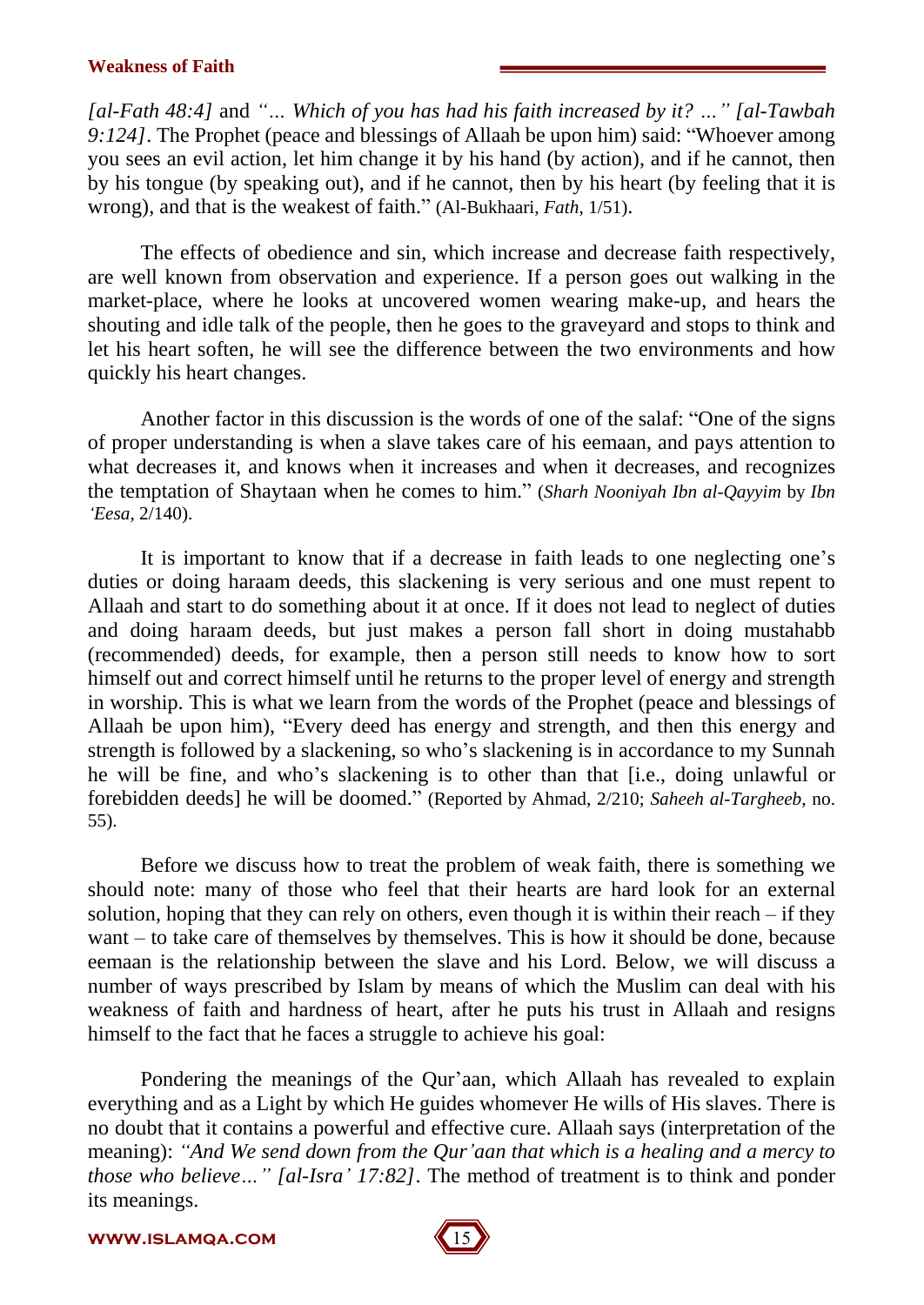*[al-Fath 48:4]* and *"… Which of you has had his faith increased by it? …" [al-Tawbah 9:124]*. The Prophet (peace and blessings of Allaah be upon him) said: "Whoever among you sees an evil action, let him change it by his hand (by action), and if he cannot, then by his tongue (by speaking out), and if he cannot, then by his heart (by feeling that it is wrong), and that is the weakest of faith." (Al-Bukhaari, *Fath*, 1/51).

The effects of obedience and sin, which increase and decrease faith respectively, are well known from observation and experience. If a person goes out walking in the market-place, where he looks at uncovered women wearing make-up, and hears the shouting and idle talk of the people, then he goes to the graveyard and stops to think and let his heart soften, he will see the difference between the two environments and how quickly his heart changes.

Another factor in this discussion is the words of one of the salaf: "One of the signs of proper understanding is when a slave takes care of his eemaan, and pays attention to what decreases it, and knows when it increases and when it decreases, and recognizes the temptation of Shaytaan when he comes to him." (*Sharh Nooniyah Ibn al-Qayyim* by *Ibn 'Eesa*, 2/140).

It is important to know that if a decrease in faith leads to one neglecting one's duties or doing haraam deeds, this slackening is very serious and one must repent to Allaah and start to do something about it at once. If it does not lead to neglect of duties and doing haraam deeds, but just makes a person fall short in doing mustahabb (recommended) deeds, for example, then a person still needs to know how to sort himself out and correct himself until he returns to the proper level of energy and strength in worship. This is what we learn from the words of the Prophet (peace and blessings of Allaah be upon him), "Every deed has energy and strength, and then this energy and strength is followed by a slackening, so who's slackening is in accordance to my Sunnah he will be fine, and who's slackening is to other than that [i.e., doing unlawful or forebidden deeds] he will be doomed." (Reported by Ahmad, 2/210; *Saheeh al-Targheeb*, no. 55).

Before we discuss how to treat the problem of weak faith, there is something we should note: many of those who feel that their hearts are hard look for an external solution, hoping that they can rely on others, even though it is within their reach – if they want – to take care of themselves by themselves. This is how it should be done, because eemaan is the relationship between the slave and his Lord. Below, we will discuss a number of ways prescribed by Islam by means of which the Muslim can deal with his weakness of faith and hardness of heart, after he puts his trust in Allaah and resigns himself to the fact that he faces a struggle to achieve his goal:

Pondering the meanings of the Qur'aan, which Allaah has revealed to explain everything and as a Light by which He guides whomever He wills of His slaves. There is no doubt that it contains a powerful and effective cure. Allaah says (interpretation of the meaning): *"And We send down from the Qur'aan that which is a healing and a mercy to those who believe…" [al-Isra' 17:82]*. The method of treatment is to think and ponder its meanings.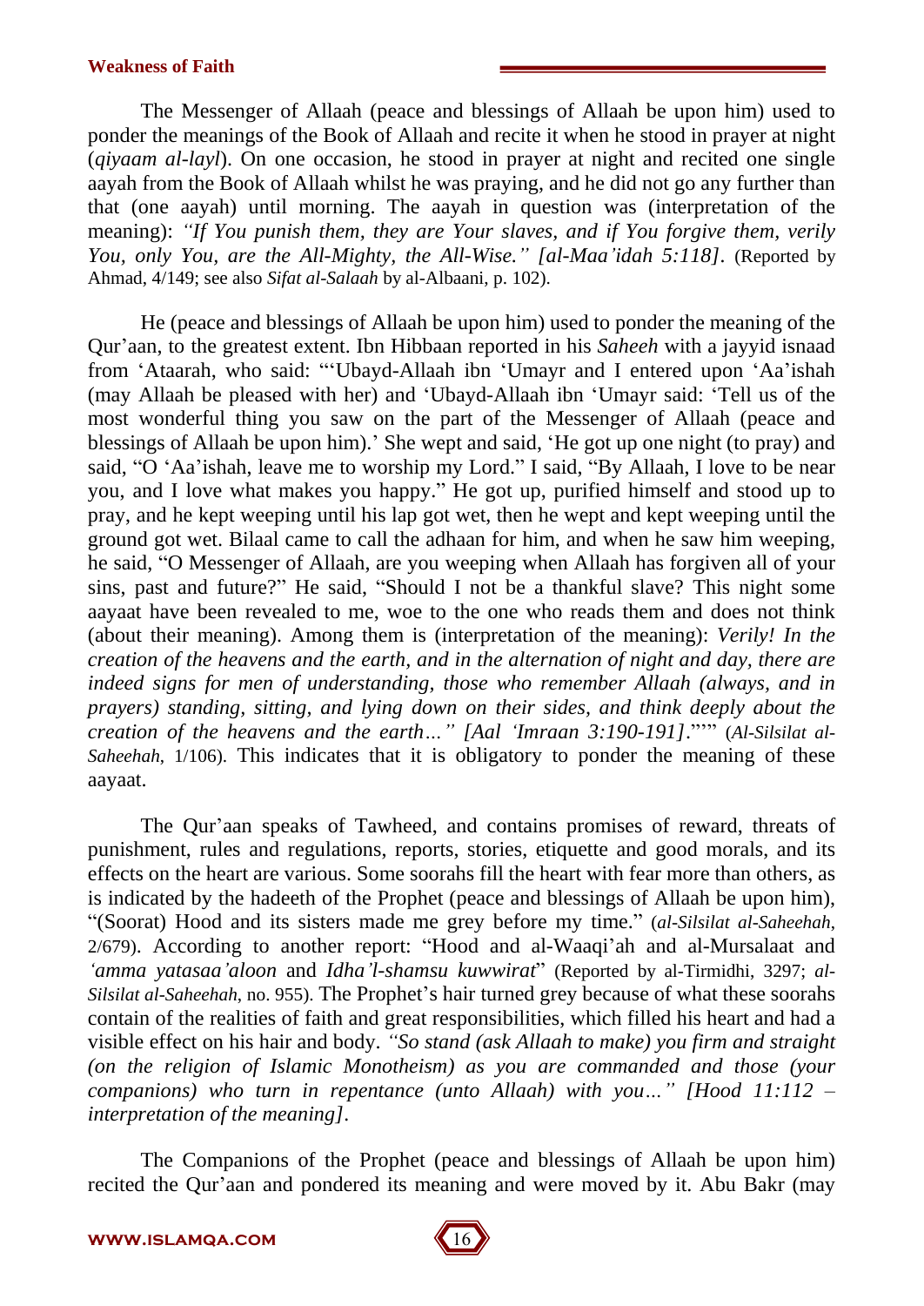The Messenger of Allaah (peace and blessings of Allaah be upon him) used to ponder the meanings of the Book of Allaah and recite it when he stood in prayer at night (*qiyaam al-layl*). On one occasion, he stood in prayer at night and recited one single aayah from the Book of Allaah whilst he was praying, and he did not go any further than that (one aayah) until morning. The aayah in question was (interpretation of the meaning): *"If You punish them, they are Your slaves, and if You forgive them, verily You, only You, are the All-Mighty, the All-Wise." [al-Maa'idah 5:118].* (Reported by Ahmad, 4/149; see also *Sifat al-Salaah* by al-Albaani, p. 102).

He (peace and blessings of Allaah be upon him) used to ponder the meaning of the Qur'aan, to the greatest extent. Ibn Hibbaan reported in his *Saheeh* with a jayyid isnaad from 'Ataarah, who said: "'Ubayd-Allaah ibn 'Umayr and I entered upon 'Aa'ishah (may Allaah be pleased with her) and 'Ubayd-Allaah ibn 'Umayr said: 'Tell us of the most wonderful thing you saw on the part of the Messenger of Allaah (peace and blessings of Allaah be upon him).' She wept and said, 'He got up one night (to pray) and said, "O 'Aa'ishah, leave me to worship my Lord." I said, "By Allaah, I love to be near you, and I love what makes you happy." He got up, purified himself and stood up to pray, and he kept weeping until his lap got wet, then he wept and kept weeping until the ground got wet. Bilaal came to call the adhaan for him, and when he saw him weeping, he said, "O Messenger of Allaah, are you weeping when Allaah has forgiven all of your sins, past and future?" He said, "Should I not be a thankful slave? This night some aayaat have been revealed to me, woe to the one who reads them and does not think (about their meaning). Among them is (interpretation of the meaning): *Verily! In the creation of the heavens and the earth, and in the alternation of night and day, there are indeed signs for men of understanding, those who remember Allaah (always, and in prayers) standing, sitting, and lying down on their sides, and think deeply about the creation of the heavens and the earth…" [Aal 'Imraan 3:190-191].*"'" (*Al-Silsilat al-Saheehah*, 1/106). This indicates that it is obligatory to ponder the meaning of these aayaat.

The Qur'aan speaks of Tawheed, and contains promises of reward, threats of punishment, rules and regulations, reports, stories, etiquette and good morals, and its effects on the heart are various. Some soorahs fill the heart with fear more than others, as is indicated by the hadeeth of the Prophet (peace and blessings of Allaah be upon him), "(Soorat) Hood and its sisters made me grey before my time." (*al-Silsilat al-Saheehah*, 2/679). According to another report: "Hood and al-Waaqi'ah and al-Mursalaat and *'amma yatasaa'aloon* and *Idha'l-shamsu kuwwirat*" (Reported by al-Tirmidhi, 3297; *al-Silsilat al-Saheehah*, no. 955). The Prophet's hair turned grey because of what these soorahs contain of the realities of faith and great responsibilities, which filled his heart and had a visible effect on his hair and body. *"So stand (ask Allaah to make) you firm and straight (on the religion of Islamic Monotheism) as you are commanded and those (your companions) who turn in repentance (unto Allaah) with you…" [Hood 11:112 – interpretation of the meaning].*

The Companions of the Prophet (peace and blessings of Allaah be upon him) recited the Qur'aan and pondered its meaning and were moved by it. Abu Bakr (may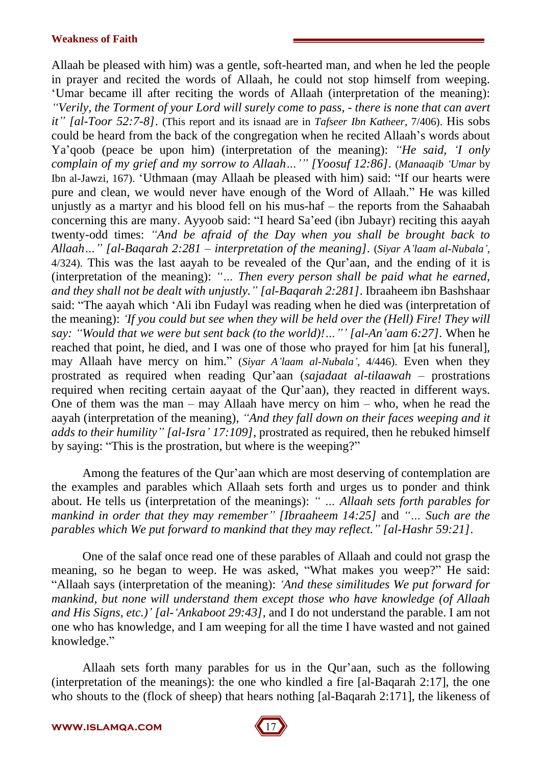Allaah be pleased with him) was a gentle, soft-hearted man, and when he led the people in prayer and recited the words of Allaah, he could not stop himself from weeping. 'Umar became ill after reciting the words of Allaah (interpretation of the meaning): *"Verily, the Torment of your Lord will surely come to pass, - there is none that can avert it" [al-Toor 52:7-8]*. (This report and its isnaad are in *Tafseer Ibn Katheer*, 7/406). His sobs could be heard from the back of the congregation when he recited Allaah's words about Ya'qoob (peace be upon him) (interpretation of the meaning): *"He said, 'I only complain of my grief and my sorrow to Allaah…'" [Yoosuf 12:86]*. (*Manaaqib 'Umar* by Ibn al-Jawzi, 167). 'Uthmaan (may Allaah be pleased with him) said: "If our hearts were pure and clean, we would never have enough of the Word of Allaah." He was killed unjustly as a martyr and his blood fell on his mus-haf – the reports from the Sahaabah concerning this are many. Ayyoob said: "I heard Sa'eed (ibn Jubayr) reciting this aayah twenty-odd times: *"And be afraid of the Day when you shall be brought back to Allaah…" [al-Baqarah 2:281 – interpretation of the meaning]*. (*Siyar A'laam al-Nubala'*, 4/324). This was the last aayah to be revealed of the Qur'aan, and the ending of it is (interpretation of the meaning): *"… Then every person shall be paid what he earned, and they shall not be dealt with unjustly." [al-Baqarah 2:281]*. Ibraaheem ibn Bashshaar said: "The aayah which 'Ali ibn Fudayl was reading when he died was (interpretation of the meaning): *'If you could but see when they will be held over the (Hell) Fire! They will say: "Would that we were but sent back (to the world)!…"' [al-An'aam 6:27]*. When he reached that point, he died, and I was one of those who prayed for him [at his funeral], may Allaah have mercy on him." (*Siyar A'laam al-Nubala'*, 4/446). Even when they prostrated as required when reading Qur'aan (*sajadaat al-tilaawah* – prostrations required when reciting certain aayaat of the Qur'aan), they reacted in different ways. One of them was the man – may Allaah have mercy on him – who, when he read the aayah (interpretation of the meaning), *"And they fall down on their faces weeping and it adds to their humility" [al-Isra' 17:109]*, prostrated as required, then he rebuked himself by saying: "This is the prostration, but where is the weeping?"

Among the features of the Qur'aan which are most deserving of contemplation are the examples and parables which Allaah sets forth and urges us to ponder and think about. He tells us (interpretation of the meanings): *" … Allaah sets forth parables for mankind in order that they may remember" [Ibraaheem 14:25]* and *"… Such are the parables which We put forward to mankind that they may reflect." [al-Hashr 59:21]*.

One of the salaf once read one of these parables of Allaah and could not grasp the meaning, so he began to weep. He was asked, "What makes you weep?" He said: "Allaah says (interpretation of the meaning): *'And these similitudes We put forward for mankind, but none will understand them except those who have knowledge (of Allaah and His Signs, etc.)' [al-'Ankaboot 29:43]*, and I do not understand the parable. I am not one who has knowledge, and I am weeping for all the time I have wasted and not gained knowledge."

Allaah sets forth many parables for us in the Qur'aan, such as the following (interpretation of the meanings): the one who kindled a fire [al-Baqarah 2:17], the one who shouts to the (flock of sheep) that hears nothing [al-Baqarah 2:171], the likeness of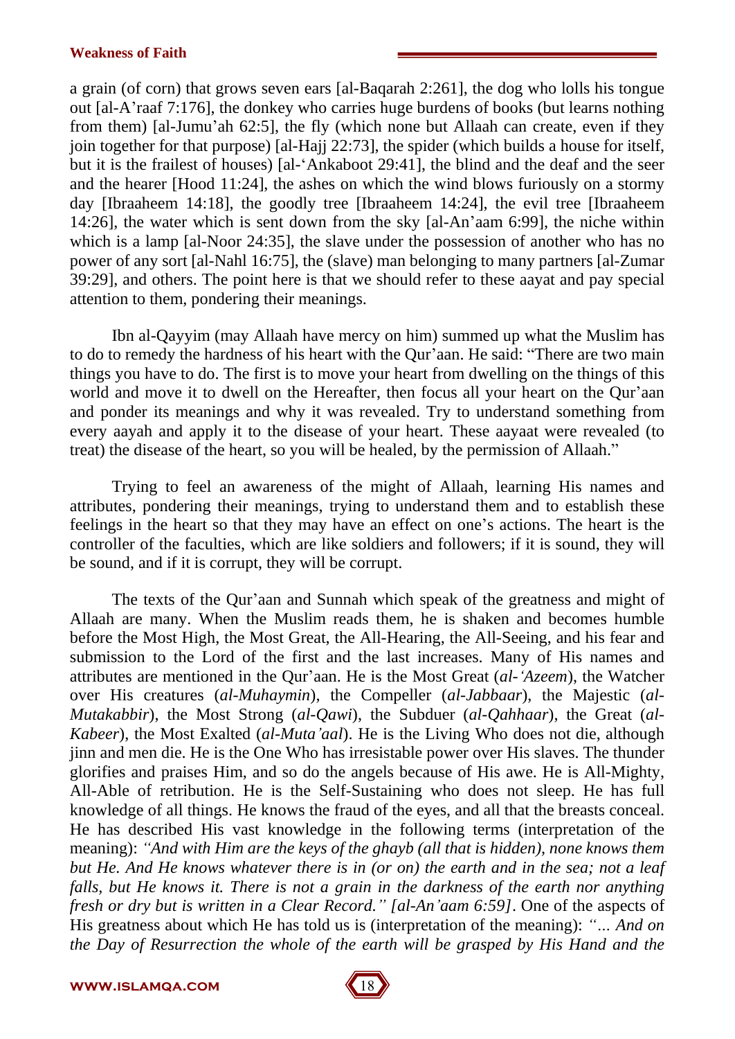a grain (of corn) that grows seven ears [al-Baqarah 2:261], the dog who lolls his tongue out [al-A'raaf 7:176], the donkey who carries huge burdens of books (but learns nothing from them) [al-Jumu'ah 62:5], the fly (which none but Allaah can create, even if they join together for that purpose) [al-Hajj 22:73], the spider (which builds a house for itself, but it is the frailest of houses) [al-'Ankaboot 29:41], the blind and the deaf and the seer and the hearer [Hood 11:24], the ashes on which the wind blows furiously on a stormy day [Ibraaheem 14:18], the goodly tree [Ibraaheem 14:24], the evil tree [Ibraaheem 14:26], the water which is sent down from the sky [al-An'aam 6:99], the niche within which is a lamp [al-Noor 24:35], the slave under the possession of another who has no power of any sort [al-Nahl 16:75], the (slave) man belonging to many partners [al-Zumar 39:29], and others. The point here is that we should refer to these aayat and pay special attention to them, pondering their meanings.

Ibn al-Qayyim (may Allaah have mercy on him) summed up what the Muslim has to do to remedy the hardness of his heart with the Qur'aan. He said: "There are two main things you have to do. The first is to move your heart from dwelling on the things of this world and move it to dwell on the Hereafter, then focus all your heart on the Qur'aan and ponder its meanings and why it was revealed. Try to understand something from every aayah and apply it to the disease of your heart. These aayaat were revealed (to treat) the disease of the heart, so you will be healed, by the permission of Allaah."

Trying to feel an awareness of the might of Allaah, learning His names and attributes, pondering their meanings, trying to understand them and to establish these feelings in the heart so that they may have an effect on one's actions. The heart is the controller of the faculties, which are like soldiers and followers; if it is sound, they will be sound, and if it is corrupt, they will be corrupt.

The texts of the Qur'aan and Sunnah which speak of the greatness and might of Allaah are many. When the Muslim reads them, he is shaken and becomes humble before the Most High, the Most Great, the All-Hearing, the All-Seeing, and his fear and submission to the Lord of the first and the last increases. Many of His names and attributes are mentioned in the Qur'aan. He is the Most Great (*al-'Azeem*), the Watcher over His creatures (*al-Muhaymin*), the Compeller (*al-Jabbaar*), the Majestic (*al-Mutakabbir*), the Most Strong (*al-Qawi*), the Subduer (*al-Qahhaar*), the Great (*al-Kabeer*), the Most Exalted (*al-Muta'aal*). He is the Living Who does not die, although jinn and men die. He is the One Who has irresistable power over His slaves. The thunder glorifies and praises Him, and so do the angels because of His awe. He is All-Mighty, All-Able of retribution. He is the Self-Sustaining who does not sleep. He has full knowledge of all things. He knows the fraud of the eyes, and all that the breasts conceal. He has described His vast knowledge in the following terms (interpretation of the meaning): *"And with Him are the keys of the ghayb (all that is hidden), none knows them but He. And He knows whatever there is in (or on) the earth and in the sea; not a leaf falls, but He knows it. There is not a grain in the darkness of the earth nor anything fresh or dry but is written in a Clear Record." [al-An'aam 6:59]*. One of the aspects of His greatness about which He has told us is (interpretation of the meaning): *"... And on the Day of Resurrection the whole of the earth will be grasped by His Hand and the*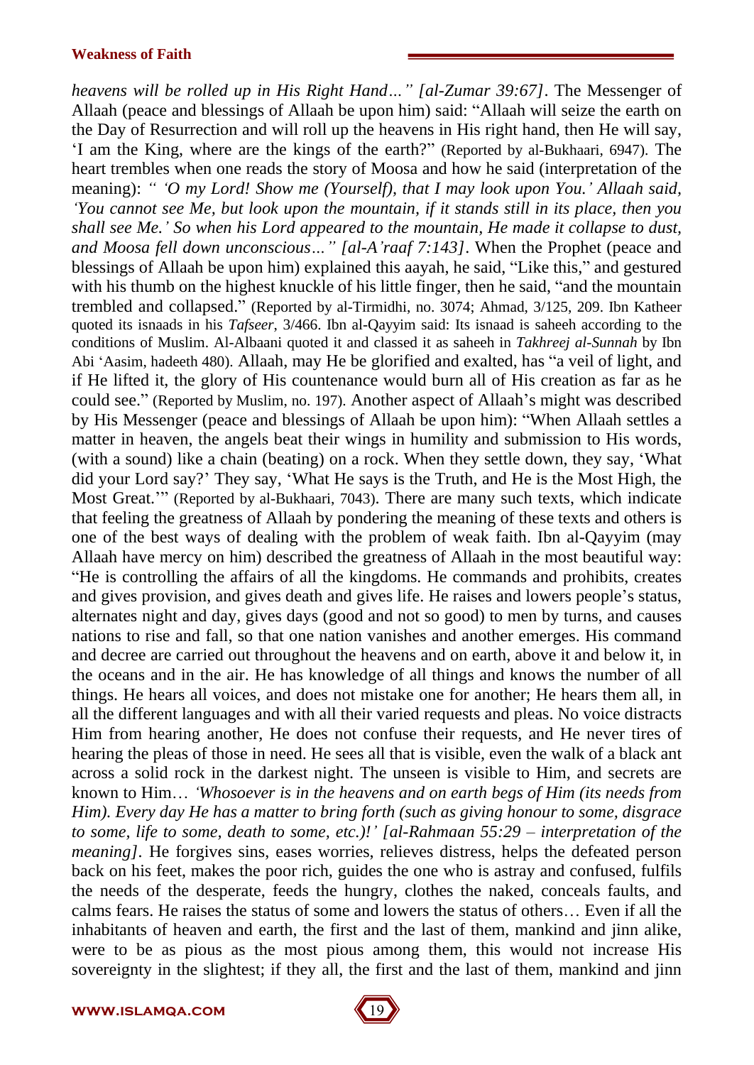*heavens will be rolled up in His Right Hand…" [al-Zumar 39:67]*. The Messenger of Allaah (peace and blessings of Allaah be upon him) said: "Allaah will seize the earth on the Day of Resurrection and will roll up the heavens in His right hand, then He will say, 'I am the King, where are the kings of the earth?" (Reported by al-Bukhaari, 6947). The heart trembles when one reads the story of Moosa and how he said (interpretation of the meaning): *" 'O my Lord! Show me (Yourself), that I may look upon You.' Allaah said, 'You cannot see Me, but look upon the mountain, if it stands still in its place, then you shall see Me.' So when his Lord appeared to the mountain, He made it collapse to dust, and Moosa fell down unconscious…" [al-A'raaf 7:143]*. When the Prophet (peace and blessings of Allaah be upon him) explained this aayah, he said, "Like this," and gestured with his thumb on the highest knuckle of his little finger, then he said, "and the mountain trembled and collapsed." (Reported by al-Tirmidhi, no. 3074; Ahmad, 3/125, 209. Ibn Katheer quoted its isnaads in his *Tafseer*, 3/466. Ibn al-Qayyim said: Its isnaad is saheeh according to the conditions of Muslim. Al-Albaani quoted it and classed it as saheeh in *Takhreej al-Sunnah* by Ibn Abi 'Aasim, hadeeth 480). Allaah, may He be glorified and exalted, has "a veil of light, and if He lifted it, the glory of His countenance would burn all of His creation as far as he could see." (Reported by Muslim, no. 197). Another aspect of Allaah's might was described by His Messenger (peace and blessings of Allaah be upon him): "When Allaah settles a matter in heaven, the angels beat their wings in humility and submission to His words, (with a sound) like a chain (beating) on a rock. When they settle down, they say, 'What did your Lord say?' They say, 'What He says is the Truth, and He is the Most High, the Most Great.'" (Reported by al-Bukhaari, 7043). There are many such texts, which indicate that feeling the greatness of Allaah by pondering the meaning of these texts and others is one of the best ways of dealing with the problem of weak faith. Ibn al-Qayyim (may Allaah have mercy on him) described the greatness of Allaah in the most beautiful way: "He is controlling the affairs of all the kingdoms. He commands and prohibits, creates and gives provision, and gives death and gives life. He raises and lowers people's status, alternates night and day, gives days (good and not so good) to men by turns, and causes nations to rise and fall, so that one nation vanishes and another emerges. His command and decree are carried out throughout the heavens and on earth, above it and below it, in the oceans and in the air. He has knowledge of all things and knows the number of all things. He hears all voices, and does not mistake one for another; He hears them all, in all the different languages and with all their varied requests and pleas. No voice distracts Him from hearing another, He does not confuse their requests, and He never tires of hearing the pleas of those in need. He sees all that is visible, even the walk of a black ant across a solid rock in the darkest night. The unseen is visible to Him, and secrets are known to Him… *'Whosoever is in the heavens and on earth begs of Him (its needs from Him). Every day He has a matter to bring forth (such as giving honour to some, disgrace to some, life to some, death to some, etc.)!' [al-Rahmaan 55:29 – interpretation of the meaning]*. He forgives sins, eases worries, relieves distress, helps the defeated person back on his feet, makes the poor rich, guides the one who is astray and confused, fulfils the needs of the desperate, feeds the hungry, clothes the naked, conceals faults, and calms fears. He raises the status of some and lowers the status of others… Even if all the inhabitants of heaven and earth, the first and the last of them, mankind and jinn alike, were to be as pious as the most pious among them, this would not increase His sovereignty in the slightest; if they all, the first and the last of them, mankind and jinn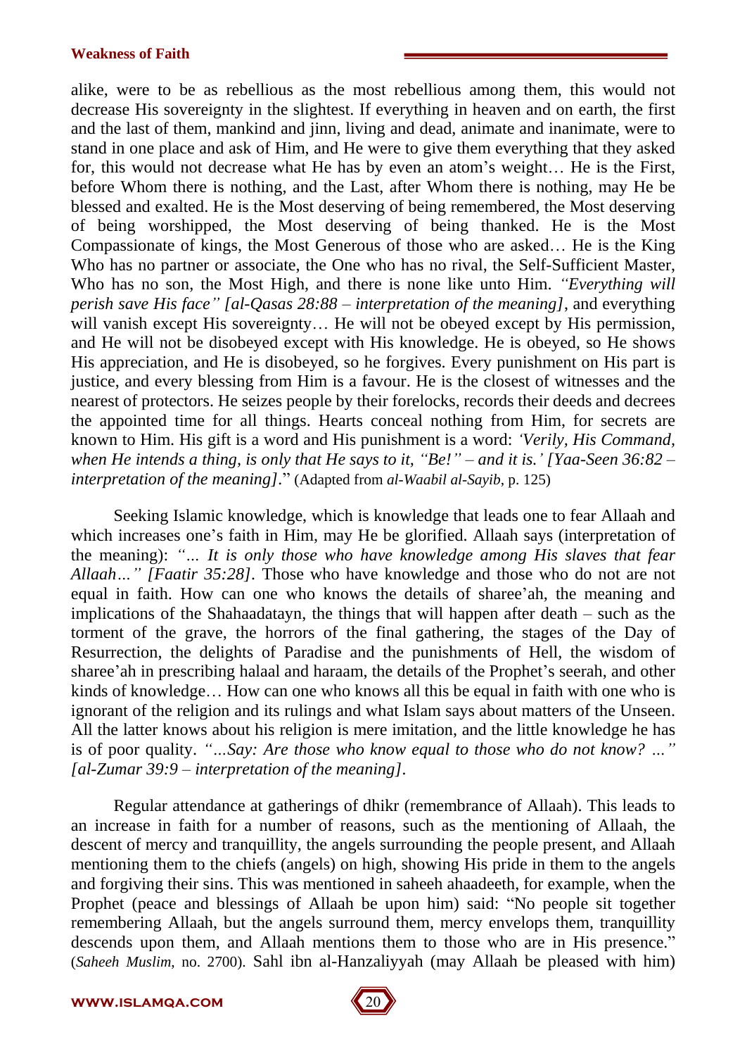alike, were to be as rebellious as the most rebellious among them, this would not decrease His sovereignty in the slightest. If everything in heaven and on earth, the first and the last of them, mankind and jinn, living and dead, animate and inanimate, were to stand in one place and ask of Him, and He were to give them everything that they asked for, this would not decrease what He has by even an atom's weight… He is the First, before Whom there is nothing, and the Last, after Whom there is nothing, may He be blessed and exalted. He is the Most deserving of being remembered, the Most deserving of being worshipped, the Most deserving of being thanked. He is the Most Compassionate of kings, the Most Generous of those who are asked… He is the King Who has no partner or associate, the One who has no rival, the Self-Sufficient Master, Who has no son, the Most High, and there is none like unto Him. *"Everything will perish save His face" [al-Qasas 28:88 – interpretation of the meaning]*, and everything will vanish except His sovereignty… He will not be obeyed except by His permission, and He will not be disobeyed except with His knowledge. He is obeyed, so He shows His appreciation, and He is disobeyed, so he forgives. Every punishment on His part is justice, and every blessing from Him is a favour. He is the closest of witnesses and the nearest of protectors. He seizes people by their forelocks, records their deeds and decrees the appointed time for all things. Hearts conceal nothing from Him, for secrets are known to Him. His gift is a word and His punishment is a word: *'Verily, His Command, when He intends a thing, is only that He says to it, "Be!" – and it is.' [Yaa-Seen 36:82 – interpretation of the meaning]*." (Adapted from *al-Waabil al-Sayib*, p. 125)

Seeking Islamic knowledge, which is knowledge that leads one to fear Allaah and which increases one's faith in Him, may He be glorified. Allaah says (interpretation of the meaning): *"… It is only those who have knowledge among His slaves that fear Allaah…" [Faatir 35:28]*. Those who have knowledge and those who do not are not equal in faith. How can one who knows the details of sharee'ah, the meaning and implications of the Shahaadatayn, the things that will happen after death – such as the torment of the grave, the horrors of the final gathering, the stages of the Day of Resurrection, the delights of Paradise and the punishments of Hell, the wisdom of sharee'ah in prescribing halaal and haraam, the details of the Prophet's seerah, and other kinds of knowledge… How can one who knows all this be equal in faith with one who is ignorant of the religion and its rulings and what Islam says about matters of the Unseen. All the latter knows about his religion is mere imitation, and the little knowledge he has is of poor quality. *"…Say: Are those who know equal to those who do not know? …" [al-Zumar 39:9 – interpretation of the meaning]*.

Regular attendance at gatherings of dhikr (remembrance of Allaah). This leads to an increase in faith for a number of reasons, such as the mentioning of Allaah, the descent of mercy and tranquillity, the angels surrounding the people present, and Allaah mentioning them to the chiefs (angels) on high, showing His pride in them to the angels and forgiving their sins. This was mentioned in saheeh ahaadeeth, for example, when the Prophet (peace and blessings of Allaah be upon him) said: "No people sit together remembering Allaah, but the angels surround them, mercy envelops them, tranquillity descends upon them, and Allaah mentions them to those who are in His presence." (*Saheeh Muslim*, no. 2700). Sahl ibn al-Hanzaliyyah (may Allaah be pleased with him)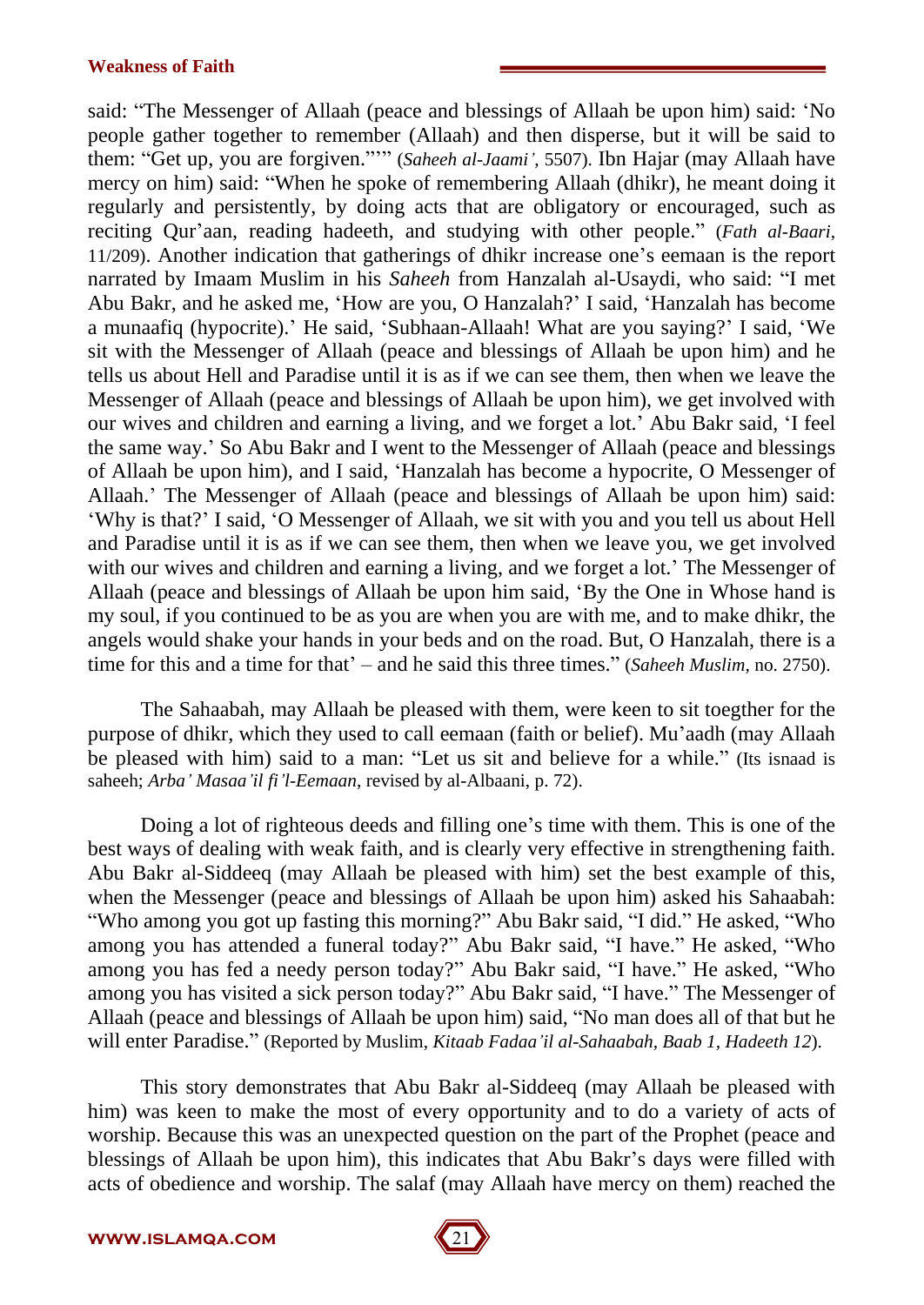said: "The Messenger of Allaah (peace and blessings of Allaah be upon him) said: 'No people gather together to remember (Allaah) and then disperse, but it will be said to them: "Get up, you are forgiven."'" (*Saheeh al-Jaami'*, 5507). Ibn Hajar (may Allaah have mercy on him) said: "When he spoke of remembering Allaah (dhikr), he meant doing it regularly and persistently, by doing acts that are obligatory or encouraged, such as reciting Qur'aan, reading hadeeth, and studying with other people." (*Fath al-Baari*, 11/209). Another indication that gatherings of dhikr increase one's eemaan is the report narrated by Imaam Muslim in his *Saheeh* from Hanzalah al-Usaydi, who said: "I met Abu Bakr, and he asked me, 'How are you, O Hanzalah?' I said, 'Hanzalah has become a munaafiq (hypocrite).' He said, 'Subhaan-Allaah! What are you saying?' I said, 'We sit with the Messenger of Allaah (peace and blessings of Allaah be upon him) and he tells us about Hell and Paradise until it is as if we can see them, then when we leave the Messenger of Allaah (peace and blessings of Allaah be upon him), we get involved with our wives and children and earning a living, and we forget a lot.' Abu Bakr said, 'I feel the same way.' So Abu Bakr and I went to the Messenger of Allaah (peace and blessings of Allaah be upon him), and I said, 'Hanzalah has become a hypocrite, O Messenger of Allaah.' The Messenger of Allaah (peace and blessings of Allaah be upon him) said: 'Why is that?' I said, 'O Messenger of Allaah, we sit with you and you tell us about Hell and Paradise until it is as if we can see them, then when we leave you, we get involved with our wives and children and earning a living, and we forget a lot.' The Messenger of Allaah (peace and blessings of Allaah be upon him said, 'By the One in Whose hand is my soul, if you continued to be as you are when you are with me, and to make dhikr, the angels would shake your hands in your beds and on the road. But, O Hanzalah, there is a time for this and a time for that' – and he said this three times." (*Saheeh Muslim*, no. 2750).

The Sahaabah, may Allaah be pleased with them, were keen to sit toegther for the purpose of dhikr, which they used to call eemaan (faith or belief). Mu'aadh (may Allaah be pleased with him) said to a man: "Let us sit and believe for a while." (Its isnaad is saheeh; *Arba' Masaa'il fi'l-Eemaan*, revised by al-Albaani, p. 72).

Doing a lot of righteous deeds and filling one's time with them. This is one of the best ways of dealing with weak faith, and is clearly very effective in strengthening faith. Abu Bakr al-Siddeeq (may Allaah be pleased with him) set the best example of this, when the Messenger (peace and blessings of Allaah be upon him) asked his Sahaabah: "Who among you got up fasting this morning?" Abu Bakr said, "I did." He asked, "Who among you has attended a funeral today?" Abu Bakr said, "I have." He asked, "Who among you has fed a needy person today?" Abu Bakr said, "I have." He asked, "Who among you has visited a sick person today?" Abu Bakr said, "I have." The Messenger of Allaah (peace and blessings of Allaah be upon him) said, "No man does all of that but he will enter Paradise." (Reported by Muslim, *Kitaab Fadaa'il al-Sahaabah, Baab 1, Hadeeth 12*).

This story demonstrates that Abu Bakr al-Siddeeq (may Allaah be pleased with him) was keen to make the most of every opportunity and to do a variety of acts of worship. Because this was an unexpected question on the part of the Prophet (peace and blessings of Allaah be upon him), this indicates that Abu Bakr's days were filled with acts of obedience and worship. The salaf (may Allaah have mercy on them) reached the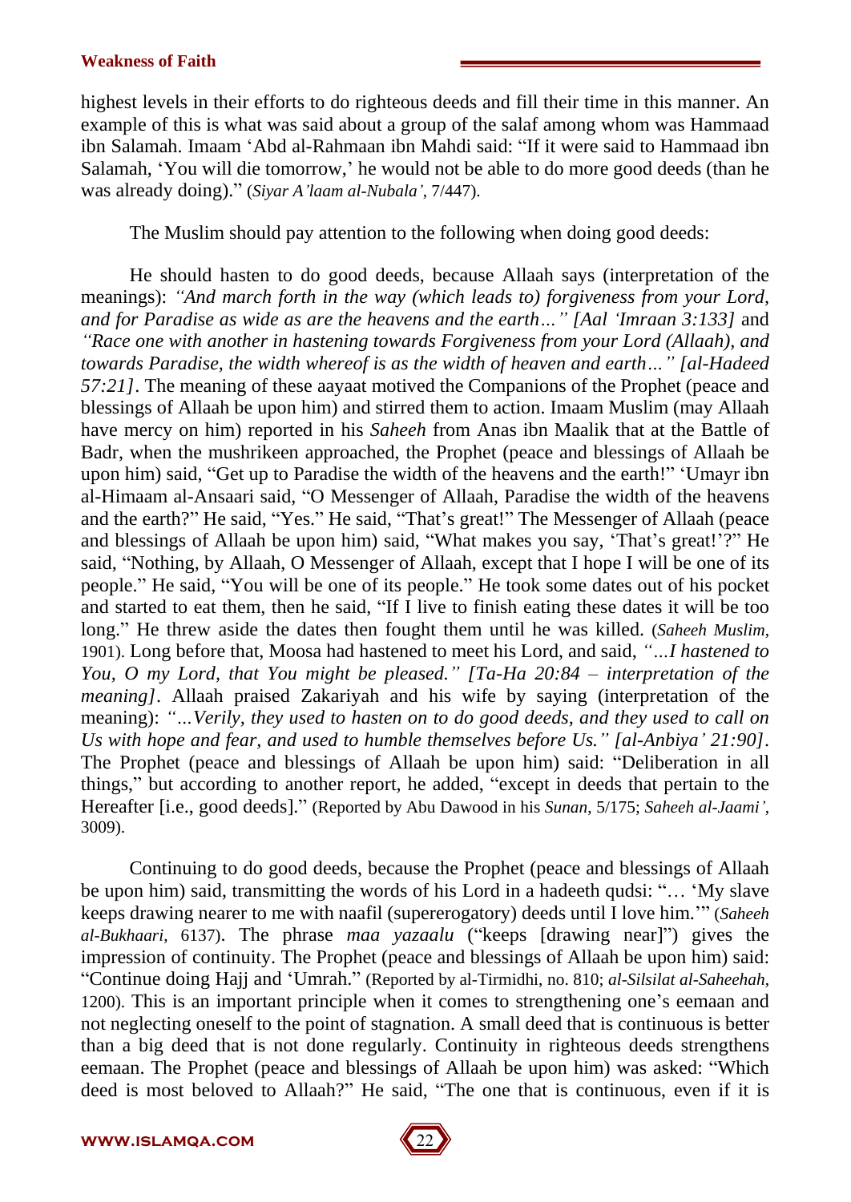highest levels in their efforts to do righteous deeds and fill their time in this manner. An example of this is what was said about a group of the salaf among whom was Hammaad ibn Salamah. Imaam 'Abd al-Rahmaan ibn Mahdi said: "If it were said to Hammaad ibn Salamah, 'You will die tomorrow,' he would not be able to do more good deeds (than he was already doing)." (*Siyar A'laam al-Nubala'*, 7/447).

The Muslim should pay attention to the following when doing good deeds:

He should hasten to do good deeds, because Allaah says (interpretation of the meanings): *"And march forth in the way (which leads to) forgiveness from your Lord, and for Paradise as wide as are the heavens and the earth…" [Aal 'Imraan 3:133]* and *"Race one with another in hastening towards Forgiveness from your Lord (Allaah), and towards Paradise, the width whereof is as the width of heaven and earth…" [al-Hadeed 57:21]*. The meaning of these aayaat motived the Companions of the Prophet (peace and blessings of Allaah be upon him) and stirred them to action. Imaam Muslim (may Allaah have mercy on him) reported in his *Saheeh* from Anas ibn Maalik that at the Battle of Badr, when the mushrikeen approached, the Prophet (peace and blessings of Allaah be upon him) said, "Get up to Paradise the width of the heavens and the earth!" 'Umayr ibn al-Himaam al-Ansaari said, "O Messenger of Allaah, Paradise the width of the heavens and the earth?" He said, "Yes." He said, "That's great!" The Messenger of Allaah (peace and blessings of Allaah be upon him) said, "What makes you say, 'That's great!'?" He said, "Nothing, by Allaah, O Messenger of Allaah, except that I hope I will be one of its people." He said, "You will be one of its people." He took some dates out of his pocket and started to eat them, then he said, "If I live to finish eating these dates it will be too long." He threw aside the dates then fought them until he was killed. (*Saheeh Muslim*, 1901). Long before that, Moosa had hastened to meet his Lord, and said, *"…I hastened to You, O my Lord, that You might be pleased." [Ta-Ha 20:84 – interpretation of the meaning]*. Allaah praised Zakariyah and his wife by saying (interpretation of the meaning): *"…Verily, they used to hasten on to do good deeds, and they used to call on Us with hope and fear, and used to humble themselves before Us." [al-Anbiya' 21:90]*. The Prophet (peace and blessings of Allaah be upon him) said: "Deliberation in all things," but according to another report, he added, "except in deeds that pertain to the Hereafter [i.e., good deeds]." (Reported by Abu Dawood in his *Sunan,* 5/175; *Saheeh al-Jaami'*, 3009).

Continuing to do good deeds, because the Prophet (peace and blessings of Allaah be upon him) said, transmitting the words of his Lord in a hadeeth qudsi: "… 'My slave keeps drawing nearer to me with naafil (supererogatory) deeds until I love him.'" (*Saheeh al-Bukhaari*, 6137). The phrase *maa yazaalu* ("keeps [drawing near]") gives the impression of continuity. The Prophet (peace and blessings of Allaah be upon him) said: "Continue doing Hajj and 'Umrah." (Reported by al-Tirmidhi, no. 810; *al-Silsilat al-Saheehah*, 1200). This is an important principle when it comes to strengthening one's eemaan and not neglecting oneself to the point of stagnation. A small deed that is continuous is better than a big deed that is not done regularly. Continuity in righteous deeds strengthens eemaan. The Prophet (peace and blessings of Allaah be upon him) was asked: "Which deed is most beloved to Allaah?" He said, "The one that is continuous, even if it is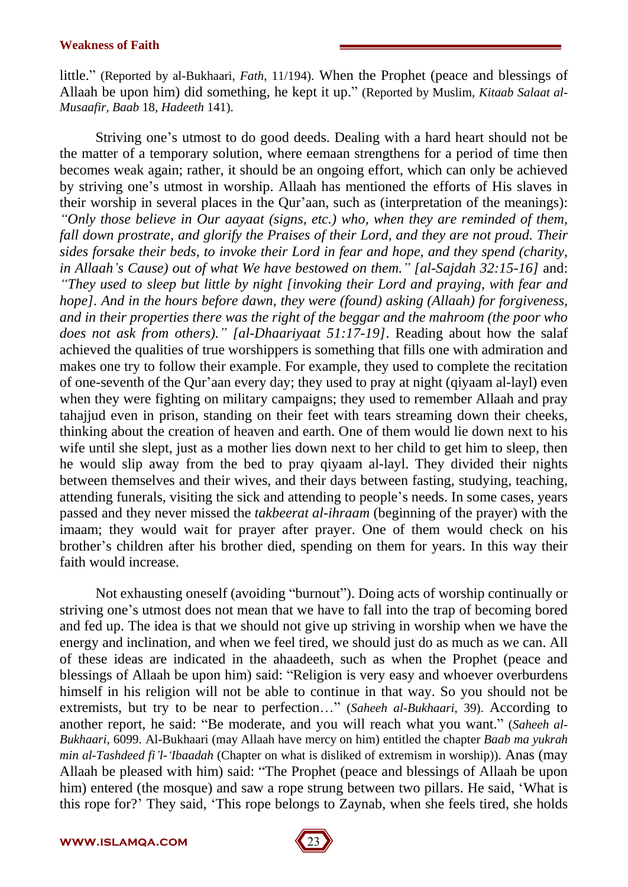little." (Reported by al-Bukhaari, *Fath*, 11/194). When the Prophet (peace and blessings of Allaah be upon him) did something, he kept it up." (Reported by Muslim, *Kitaab Salaat al-Musaafir, Baab* 18, *Hadeeth* 141).

Striving one's utmost to do good deeds. Dealing with a hard heart should not be the matter of a temporary solution, where eemaan strengthens for a period of time then becomes weak again; rather, it should be an ongoing effort, which can only be achieved by striving one's utmost in worship. Allaah has mentioned the efforts of His slaves in their worship in several places in the Qur'aan, such as (interpretation of the meanings): *"Only those believe in Our aayaat (signs, etc.) who, when they are reminded of them, fall down prostrate, and glorify the Praises of their Lord, and they are not proud. Their sides forsake their beds, to invoke their Lord in fear and hope, and they spend (charity, in Allaah's Cause) out of what We have bestowed on them." [al-Sajdah 32:15-16]* and: *"They used to sleep but little by night [invoking their Lord and praying, with fear and hope]. And in the hours before dawn, they were (found) asking (Allaah) for forgiveness, and in their properties there was the right of the beggar and the mahroom (the poor who does not ask from others)." [al-Dhaariyaat 51:17-19]*. Reading about how the salaf achieved the qualities of true worshippers is something that fills one with admiration and makes one try to follow their example. For example, they used to complete the recitation of one-seventh of the Qur'aan every day; they used to pray at night (qiyaam al-layl) even when they were fighting on military campaigns; they used to remember Allaah and pray tahajjud even in prison, standing on their feet with tears streaming down their cheeks, thinking about the creation of heaven and earth. One of them would lie down next to his wife until she slept, just as a mother lies down next to her child to get him to sleep, then he would slip away from the bed to pray qiyaam al-layl. They divided their nights between themselves and their wives, and their days between fasting, studying, teaching, attending funerals, visiting the sick and attending to people's needs. In some cases, years passed and they never missed the *takbeerat al-ihraam* (beginning of the prayer) with the imaam; they would wait for prayer after prayer. One of them would check on his brother's children after his brother died, spending on them for years. In this way their faith would increase.

Not exhausting oneself (avoiding "burnout"). Doing acts of worship continually or striving one's utmost does not mean that we have to fall into the trap of becoming bored and fed up. The idea is that we should not give up striving in worship when we have the energy and inclination, and when we feel tired, we should just do as much as we can. All of these ideas are indicated in the ahaadeeth, such as when the Prophet (peace and blessings of Allaah be upon him) said: "Religion is very easy and whoever overburdens himself in his religion will not be able to continue in that way. So you should not be extremists, but try to be near to perfection…" (*Saheeh al-Bukhaari*, 39). According to another report, he said: "Be moderate, and you will reach what you want." (*Saheeh al-Bukhaari*, 6099. Al-Bukhaari (may Allaah have mercy on him) entitled the chapter *Baab ma yukrah min al-Tashdeed fi'l-'Ibaadah* (Chapter on what is disliked of extremism in worship)). Anas (may Allaah be pleased with him) said: "The Prophet (peace and blessings of Allaah be upon him) entered (the mosque) and saw a rope strung between two pillars. He said, 'What is this rope for?' They said, 'This rope belongs to Zaynab, when she feels tired, she holds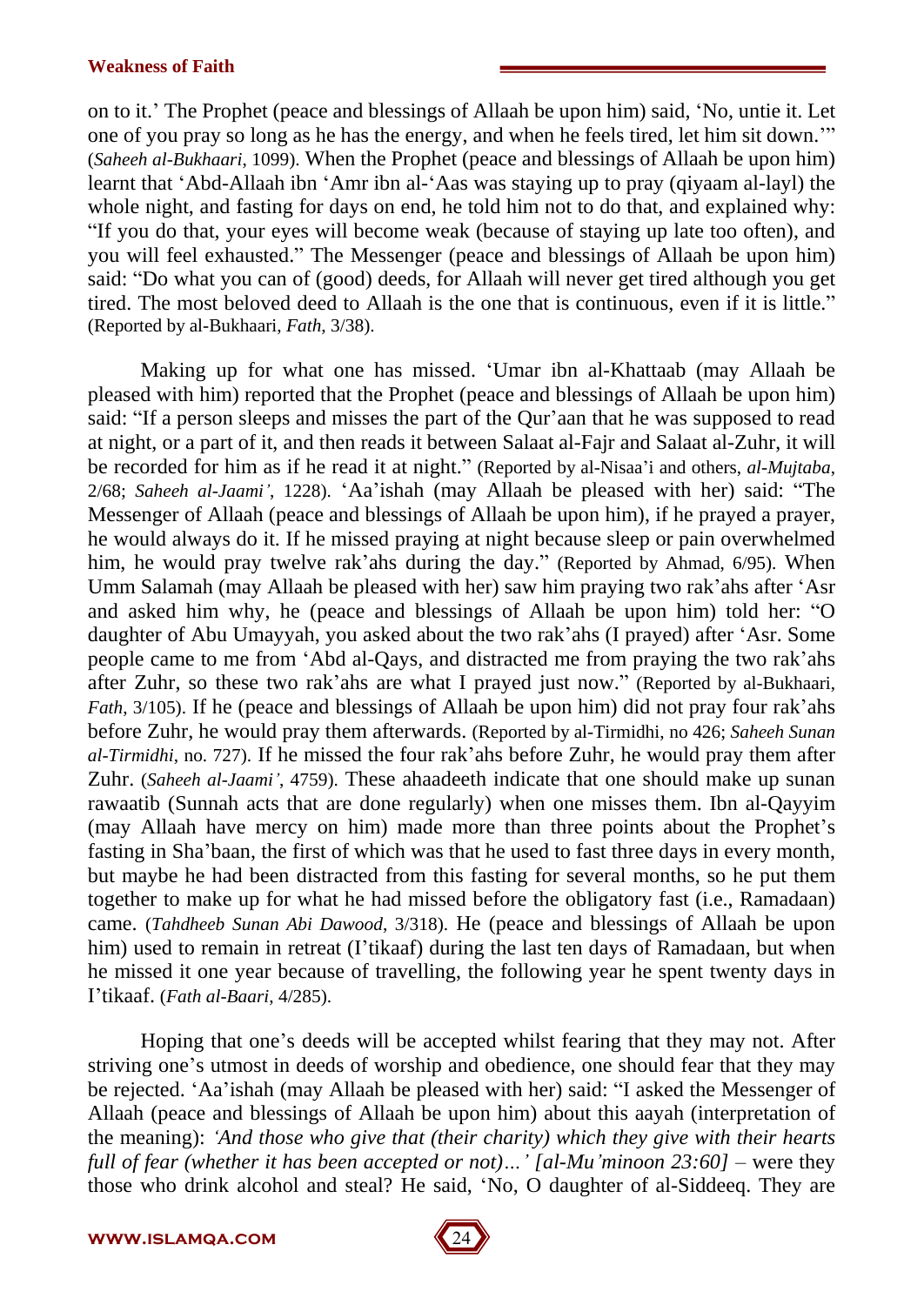on to it.' The Prophet (peace and blessings of Allaah be upon him) said, 'No, untie it. Let one of you pray so long as he has the energy, and when he feels tired, let him sit down.'" (*Saheeh al-Bukhaari*, 1099). When the Prophet (peace and blessings of Allaah be upon him) learnt that 'Abd-Allaah ibn 'Amr ibn al-'Aas was staying up to pray (qiyaam al-layl) the whole night, and fasting for days on end, he told him not to do that, and explained why: "If you do that, your eyes will become weak (because of staying up late too often), and you will feel exhausted." The Messenger (peace and blessings of Allaah be upon him) said: "Do what you can of (good) deeds, for Allaah will never get tired although you get tired. The most beloved deed to Allaah is the one that is continuous, even if it is little." (Reported by al-Bukhaari, *Fath*, 3/38).

Making up for what one has missed. 'Umar ibn al-Khattaab (may Allaah be pleased with him) reported that the Prophet (peace and blessings of Allaah be upon him) said: "If a person sleeps and misses the part of the Qur'aan that he was supposed to read at night, or a part of it, and then reads it between Salaat al-Fajr and Salaat al-Zuhr, it will be recorded for him as if he read it at night." (Reported by al-Nisaa'i and others, *al-Mujtaba*, 2/68; *Saheeh al-Jaami'*, 1228). 'Aa'ishah (may Allaah be pleased with her) said: "The Messenger of Allaah (peace and blessings of Allaah be upon him), if he prayed a prayer, he would always do it. If he missed praying at night because sleep or pain overwhelmed him, he would pray twelve rak'ahs during the day." (Reported by Ahmad, 6/95). When Umm Salamah (may Allaah be pleased with her) saw him praying two rak'ahs after 'Asr and asked him why, he (peace and blessings of Allaah be upon him) told her: "O daughter of Abu Umayyah, you asked about the two rak'ahs (I prayed) after 'Asr. Some people came to me from 'Abd al-Qays, and distracted me from praying the two rak'ahs after Zuhr, so these two rak'ahs are what I prayed just now." (Reported by al-Bukhaari, *Fath*, 3/105). If he (peace and blessings of Allaah be upon him) did not pray four rak'ahs before Zuhr, he would pray them afterwards. (Reported by al-Tirmidhi, no 426; *Saheeh Sunan al-Tirmidhi*, no. 727). If he missed the four rak'ahs before Zuhr, he would pray them after Zuhr. (*Saheeh al-Jaami'*, 4759). These ahaadeeth indicate that one should make up sunan rawaatib (Sunnah acts that are done regularly) when one misses them. Ibn al-Qayyim (may Allaah have mercy on him) made more than three points about the Prophet's fasting in Sha'baan, the first of which was that he used to fast three days in every month, but maybe he had been distracted from this fasting for several months, so he put them together to make up for what he had missed before the obligatory fast (i.e., Ramadaan) came. (*Tahdheeb Sunan Abi Dawood*, 3/318). He (peace and blessings of Allaah be upon him) used to remain in retreat (I'tikaaf) during the last ten days of Ramadaan, but when he missed it one year because of travelling, the following year he spent twenty days in I'tikaaf. (*Fath al-Baari*, 4/285).

Hoping that one's deeds will be accepted whilst fearing that they may not. After striving one's utmost in deeds of worship and obedience, one should fear that they may be rejected. 'Aa'ishah (may Allaah be pleased with her) said: "I asked the Messenger of Allaah (peace and blessings of Allaah be upon him) about this aayah (interpretation of the meaning): *'And those who give that (their charity) which they give with their hearts full of fear (whether it has been accepted or not)…' [al-Mu'minoon 23:60]* – were they those who drink alcohol and steal? He said, 'No, O daughter of al-Siddeeq. They are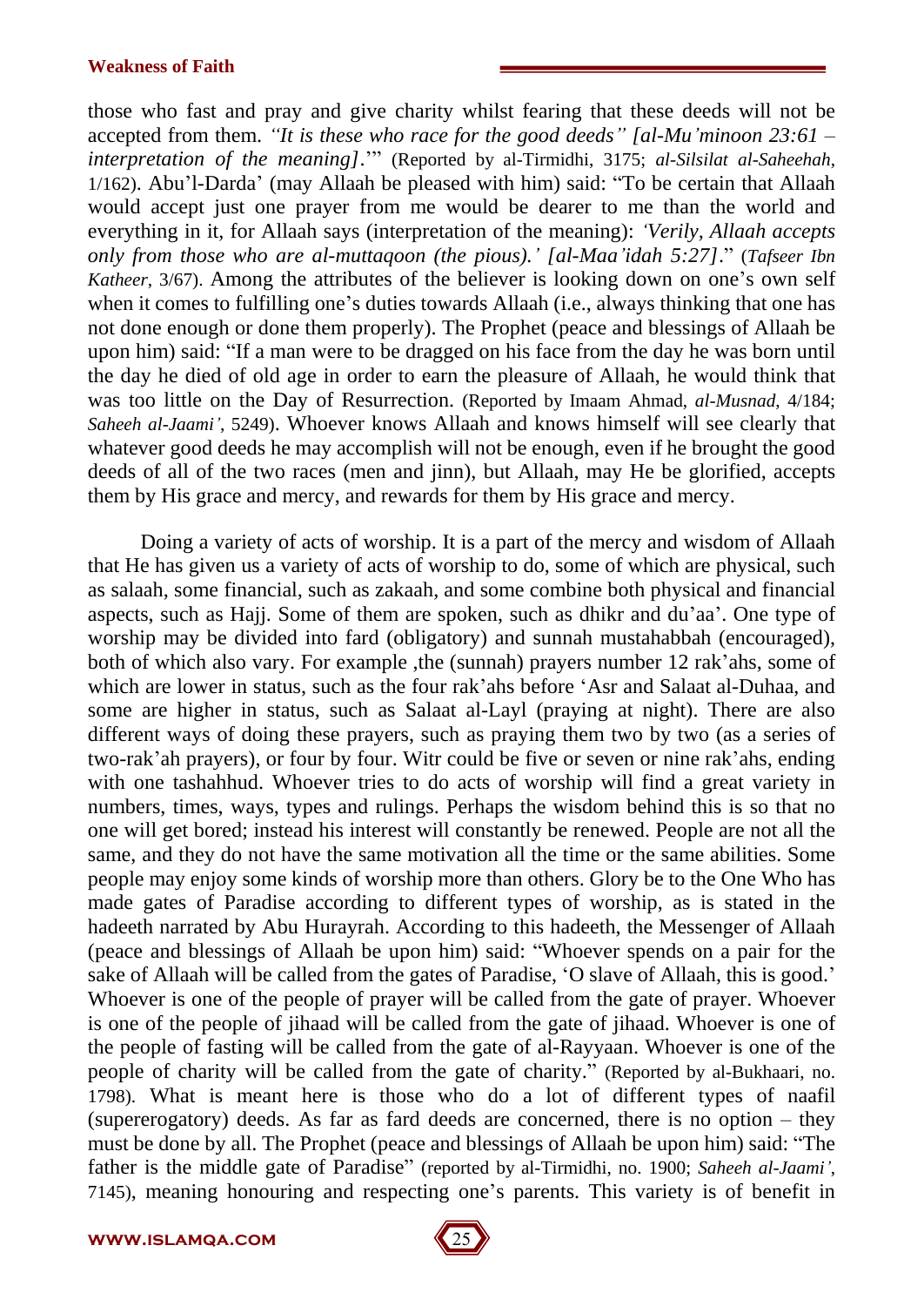those who fast and pray and give charity whilst fearing that these deeds will not be accepted from them. *"It is these who race for the good deeds" [al-Mu'minoon 23:61 – interpretation of the meaning]*.'" (Reported by al-Tirmidhi, 3175; *al-Silsilat al-Saheehah*, 1/162). Abu'l-Darda' (may Allaah be pleased with him) said: "To be certain that Allaah would accept just one prayer from me would be dearer to me than the world and everything in it, for Allaah says (interpretation of the meaning): *'Verily, Allaah accepts only from those who are al-muttaqoon (the pious).' [al-Maa'idah 5:27]*." (*Tafseer Ibn Katheer*, 3/67). Among the attributes of the believer is looking down on one's own self when it comes to fulfilling one's duties towards Allaah (i.e., always thinking that one has not done enough or done them properly). The Prophet (peace and blessings of Allaah be upon him) said: "If a man were to be dragged on his face from the day he was born until the day he died of old age in order to earn the pleasure of Allaah, he would think that was too little on the Day of Resurrection. (Reported by Imaam Ahmad, *al-Musnad*, 4/184; *Saheeh al-Jaami'*, 5249). Whoever knows Allaah and knows himself will see clearly that whatever good deeds he may accomplish will not be enough, even if he brought the good deeds of all of the two races (men and jinn), but Allaah, may He be glorified, accepts them by His grace and mercy, and rewards for them by His grace and mercy.

Doing a variety of acts of worship. It is a part of the mercy and wisdom of Allaah that He has given us a variety of acts of worship to do, some of which are physical, such as salaah, some financial, such as zakaah, and some combine both physical and financial aspects, such as Hajj. Some of them are spoken, such as dhikr and du'aa'. One type of worship may be divided into fard (obligatory) and sunnah mustahabbah (encouraged), both of which also vary. For example ,the (sunnah) prayers number 12 rak'ahs, some of which are lower in status, such as the four rak'ahs before 'Asr and Salaat al-Duhaa, and some are higher in status, such as Salaat al-Layl (praying at night). There are also different ways of doing these prayers, such as praying them two by two (as a series of two-rak'ah prayers), or four by four. Witr could be five or seven or nine rak'ahs, ending with one tashahhud. Whoever tries to do acts of worship will find a great variety in numbers, times, ways, types and rulings. Perhaps the wisdom behind this is so that no one will get bored; instead his interest will constantly be renewed. People are not all the same, and they do not have the same motivation all the time or the same abilities. Some people may enjoy some kinds of worship more than others. Glory be to the One Who has made gates of Paradise according to different types of worship, as is stated in the hadeeth narrated by Abu Hurayrah. According to this hadeeth, the Messenger of Allaah (peace and blessings of Allaah be upon him) said: "Whoever spends on a pair for the sake of Allaah will be called from the gates of Paradise, 'O slave of Allaah, this is good.' Whoever is one of the people of prayer will be called from the gate of prayer. Whoever is one of the people of jihaad will be called from the gate of jihaad. Whoever is one of the people of fasting will be called from the gate of al-Rayyaan. Whoever is one of the people of charity will be called from the gate of charity." (Reported by al-Bukhaari, no. 1798). What is meant here is those who do a lot of different types of naafil (supererogatory) deeds. As far as fard deeds are concerned, there is no option – they must be done by all. The Prophet (peace and blessings of Allaah be upon him) said: "The father is the middle gate of Paradise" (reported by al-Tirmidhi, no. 1900; *Saheeh al-Jaami'*, 7145), meaning honouring and respecting one's parents. This variety is of benefit in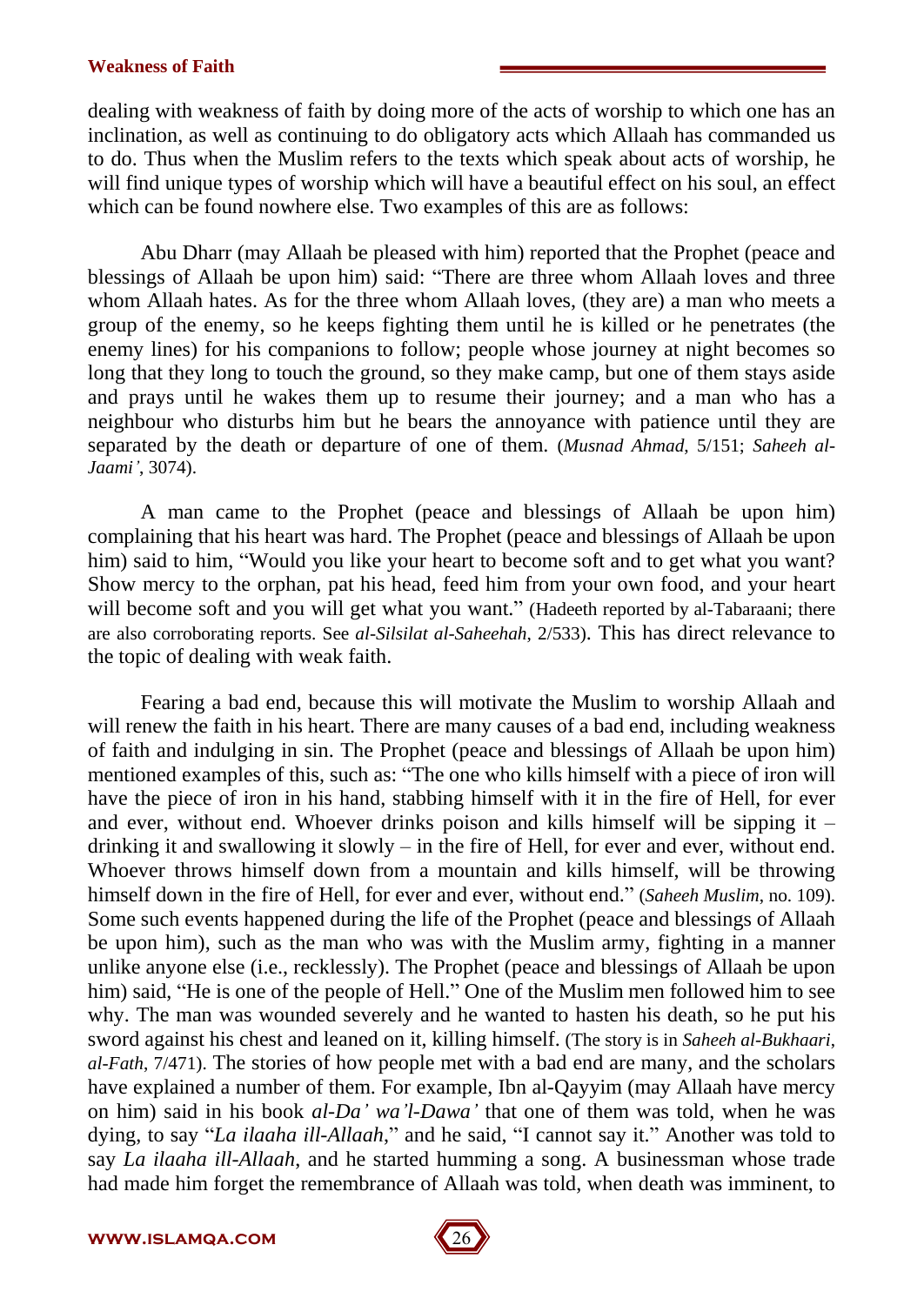dealing with weakness of faith by doing more of the acts of worship to which one has an inclination, as well as continuing to do obligatory acts which Allaah has commanded us to do. Thus when the Muslim refers to the texts which speak about acts of worship, he will find unique types of worship which will have a beautiful effect on his soul, an effect which can be found nowhere else. Two examples of this are as follows:

Abu Dharr (may Allaah be pleased with him) reported that the Prophet (peace and blessings of Allaah be upon him) said: "There are three whom Allaah loves and three whom Allaah hates. As for the three whom Allaah loves, (they are) a man who meets a group of the enemy, so he keeps fighting them until he is killed or he penetrates (the enemy lines) for his companions to follow; people whose journey at night becomes so long that they long to touch the ground, so they make camp, but one of them stays aside and prays until he wakes them up to resume their journey; and a man who has a neighbour who disturbs him but he bears the annoyance with patience until they are separated by the death or departure of one of them. (*Musnad Ahmad*, 5/151; *Saheeh al-Jaami'*, 3074).

A man came to the Prophet (peace and blessings of Allaah be upon him) complaining that his heart was hard. The Prophet (peace and blessings of Allaah be upon him) said to him, "Would you like your heart to become soft and to get what you want? Show mercy to the orphan, pat his head, feed him from your own food, and your heart will become soft and you will get what you want." (Hadeeth reported by al-Tabaraani; there are also corroborating reports. See *al-Silsilat al-Saheehah*, 2/533). This has direct relevance to the topic of dealing with weak faith.

Fearing a bad end, because this will motivate the Muslim to worship Allaah and will renew the faith in his heart. There are many causes of a bad end, including weakness of faith and indulging in sin. The Prophet (peace and blessings of Allaah be upon him) mentioned examples of this, such as: "The one who kills himself with a piece of iron will have the piece of iron in his hand, stabbing himself with it in the fire of Hell, for ever and ever, without end. Whoever drinks poison and kills himself will be sipping it – drinking it and swallowing it slowly – in the fire of Hell, for ever and ever, without end. Whoever throws himself down from a mountain and kills himself, will be throwing himself down in the fire of Hell, for ever and ever, without end." (*Saheeh Muslim*, no. 109). Some such events happened during the life of the Prophet (peace and blessings of Allaah be upon him), such as the man who was with the Muslim army, fighting in a manner unlike anyone else (i.e., recklessly). The Prophet (peace and blessings of Allaah be upon him) said, "He is one of the people of Hell." One of the Muslim men followed him to see why. The man was wounded severely and he wanted to hasten his death, so he put his sword against his chest and leaned on it, killing himself. (The story is in *Saheeh al-Bukhaari, al-Fath*, 7/471). The stories of how people met with a bad end are many, and the scholars have explained a number of them. For example, Ibn al-Qayyim (may Allaah have mercy on him) said in his book *al-Da' wa'l-Dawa'* that one of them was told, when he was dying, to say "*La ilaaha ill-Allaah*," and he said, "I cannot say it." Another was told to say *La ilaaha ill-Allaah*, and he started humming a song. A businessman whose trade had made him forget the remembrance of Allaah was told, when death was imminent, to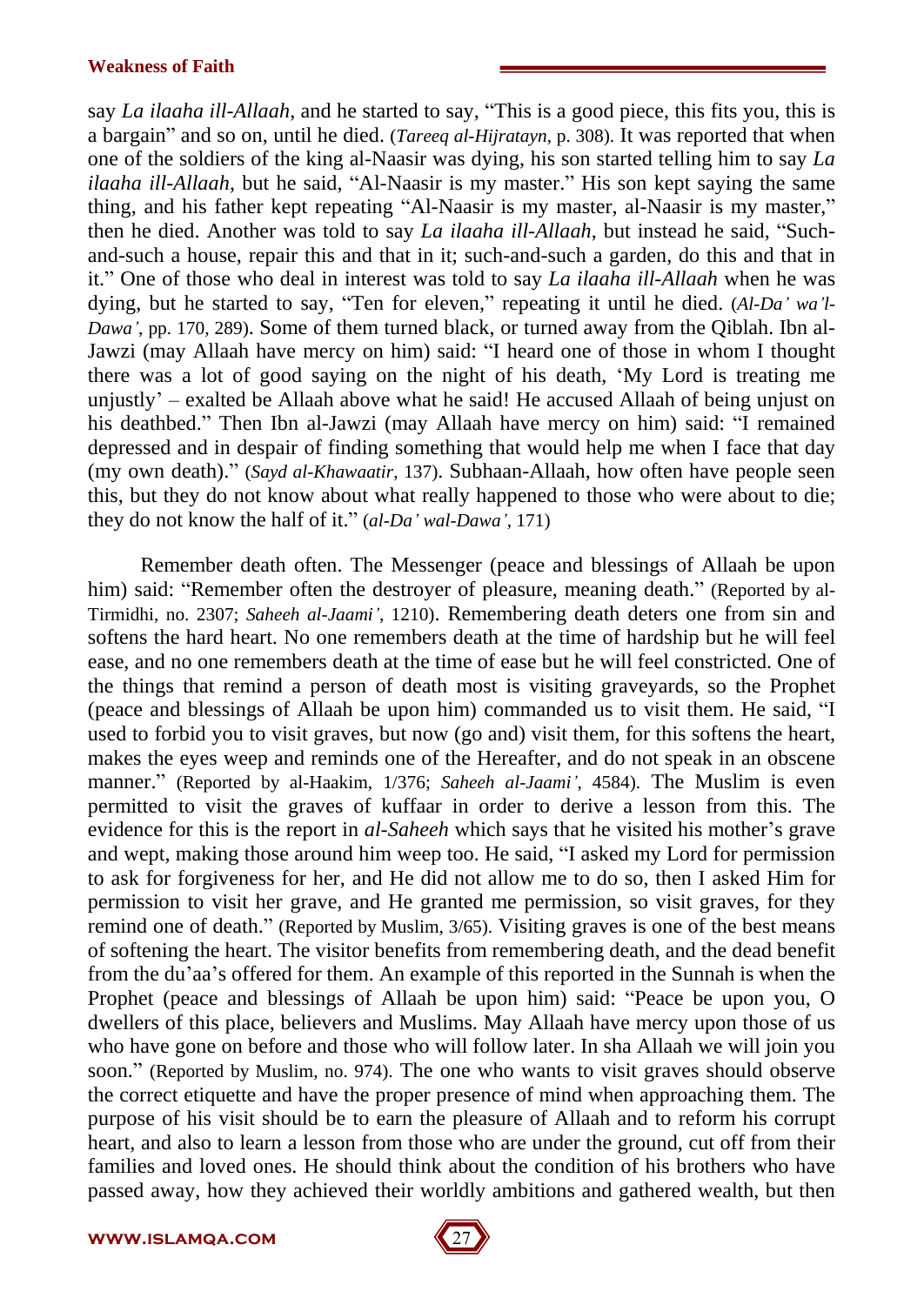say *La ilaaha ill-Allaah*, and he started to say, "This is a good piece, this fits you, this is a bargain" and so on, until he died. (*Tareeq al-Hijratayn*, p. 308). It was reported that when one of the soldiers of the king al-Naasir was dying, his son started telling him to say *La ilaaha ill-Allaah*, but he said, "Al-Naasir is my master." His son kept saying the same thing, and his father kept repeating "Al-Naasir is my master, al-Naasir is my master," then he died. Another was told to say *La ilaaha ill-Allaah*, but instead he said, "Such-and-such a house, repair this and that in it; such-and-such a garden, do this and that in it." One of those who deal in interest was told to say *La ilaaha ill-Allaah* when he was dying, but he started to say, "Ten for eleven," repeating it until he died. (*Al-Da' wa'l-Dawa'*, pp. 170, 289). Some of them turned black, or turned away from the Qiblah. Ibn al-Jawzi (may Allaah have mercy on him) said: "I heard one of those in whom I thought there was a lot of good saying on the night of his death, 'My Lord is treating me unjustly' – exalted be Allaah above what he said! He accused Allaah of being unjust on his deathbed." Then Ibn al-Jawzi (may Allaah have mercy on him) said: "I remained depressed and in despair of finding something that would help me when I face that day (my own death)." (*Sayd al-Khawaatir*, 137). Subhaan-Allaah, how often have people seen this, but they do not know about what really happened to those who were about to die; they do not know the half of it." (*al-Da' wal-Dawa'*, 171)

Remember death often. The Messenger (peace and blessings of Allaah be upon him) said: "Remember often the destroyer of pleasure, meaning death." (Reported by al-Tirmidhi, no. 2307; *Saheeh al-Jaami'*, 1210). Remembering death deters one from sin and softens the hard heart. No one remembers death at the time of hardship but he will feel ease, and no one remembers death at the time of ease but he will feel constricted. One of the things that remind a person of death most is visiting graveyards, so the Prophet (peace and blessings of Allaah be upon him) commanded us to visit them. He said, "I used to forbid you to visit graves, but now (go and) visit them, for this softens the heart, makes the eyes weep and reminds one of the Hereafter, and do not speak in an obscene manner." (Reported by al-Haakim, 1/376; *Saheeh al-Jaami'*, 4584). The Muslim is even permitted to visit the graves of kuffaar in order to derive a lesson from this. The evidence for this is the report in *al-Saheeh* which says that he visited his mother's grave and wept, making those around him weep too. He said, "I asked my Lord for permission to ask for forgiveness for her, and He did not allow me to do so, then I asked Him for permission to visit her grave, and He granted me permission, so visit graves, for they remind one of death." (Reported by Muslim, 3/65). Visiting graves is one of the best means of softening the heart. The visitor benefits from remembering death, and the dead benefit from the du'aa's offered for them. An example of this reported in the Sunnah is when the Prophet (peace and blessings of Allaah be upon him) said: "Peace be upon you, O dwellers of this place, believers and Muslims. May Allaah have mercy upon those of us who have gone on before and those who will follow later. In sha Allaah we will join you soon." (Reported by Muslim, no. 974). The one who wants to visit graves should observe the correct etiquette and have the proper presence of mind when approaching them. The purpose of his visit should be to earn the pleasure of Allaah and to reform his corrupt heart, and also to learn a lesson from those who are under the ground, cut off from their families and loved ones. He should think about the condition of his brothers who have passed away, how they achieved their worldly ambitions and gathered wealth, but then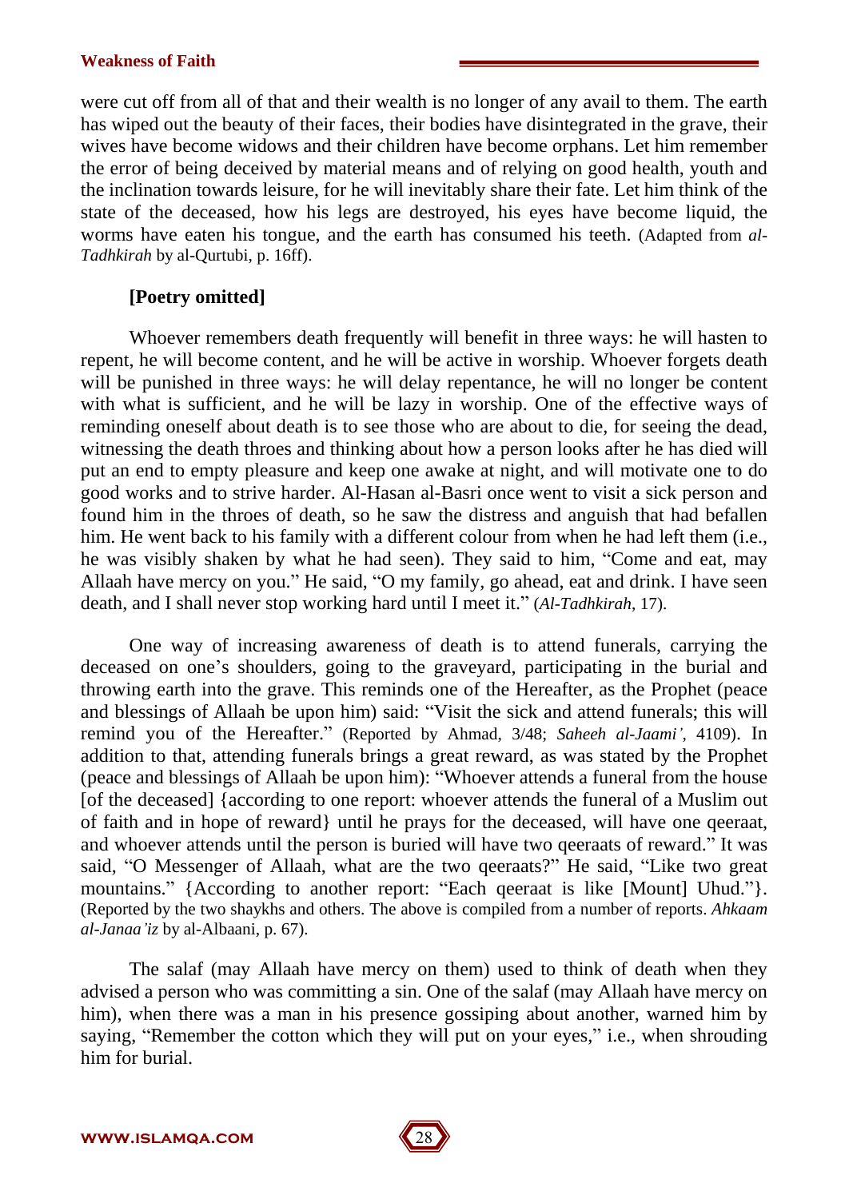were cut off from all of that and their wealth is no longer of any avail to them. The earth has wiped out the beauty of their faces, their bodies have disintegrated in the grave, their wives have become widows and their children have become orphans. Let him remember the error of being deceived by material means and of relying on good health, youth and the inclination towards leisure, for he will inevitably share their fate. Let him think of the state of the deceased, how his legs are destroyed, his eyes have become liquid, the worms have eaten his tongue, and the earth has consumed his teeth. (Adapted from *al-Tadhkirah* by al-Qurtubi, p. 16ff).

**[Poetry omitted]**

Whoever remembers death frequently will benefit in three ways: he will hasten to repent, he will become content, and he will be active in worship. Whoever forgets death will be punished in three ways: he will delay repentance, he will no longer be content with what is sufficient, and he will be lazy in worship. One of the effective ways of reminding oneself about death is to see those who are about to die, for seeing the dead, witnessing the death throes and thinking about how a person looks after he has died will put an end to empty pleasure and keep one awake at night, and will motivate one to do good works and to strive harder. Al-Hasan al-Basri once went to visit a sick person and found him in the throes of death, so he saw the distress and anguish that had befallen him. He went back to his family with a different colour from when he had left them (i.e., he was visibly shaken by what he had seen). They said to him, "Come and eat, may Allaah have mercy on you." He said, "O my family, go ahead, eat and drink. I have seen death, and I shall never stop working hard until I meet it." (*Al-Tadhkirah*, 17).

One way of increasing awareness of death is to attend funerals, carrying the deceased on one's shoulders, going to the graveyard, participating in the burial and throwing earth into the grave. This reminds one of the Hereafter, as the Prophet (peace and blessings of Allaah be upon him) said: "Visit the sick and attend funerals; this will remind you of the Hereafter." (Reported by Ahmad, 3/48; *Saheeh al-Jaami'*, 4109). In addition to that, attending funerals brings a great reward, as was stated by the Prophet (peace and blessings of Allaah be upon him): "Whoever attends a funeral from the house [of the deceased] {according to one report: whoever attends the funeral of a Muslim out of faith and in hope of reward} until he prays for the deceased, will have one qeeraat, and whoever attends until the person is buried will have two qeeraats of reward." It was said, "O Messenger of Allaah, what are the two qeeraats?" He said, "Like two great mountains." {According to another report: "Each qeeraat is like [Mount] Uhud."}. (Reported by the two shaykhs and others. The above is compiled from a number of reports. *Ahkaam al-Janaa'iz* by al-Albaani, p. 67).

The salaf (may Allaah have mercy on them) used to think of death when they advised a person who was committing a sin. One of the salaf (may Allaah have mercy on him), when there was a man in his presence gossiping about another, warned him by saying, "Remember the cotton which they will put on your eyes," i.e., when shrouding him for burial.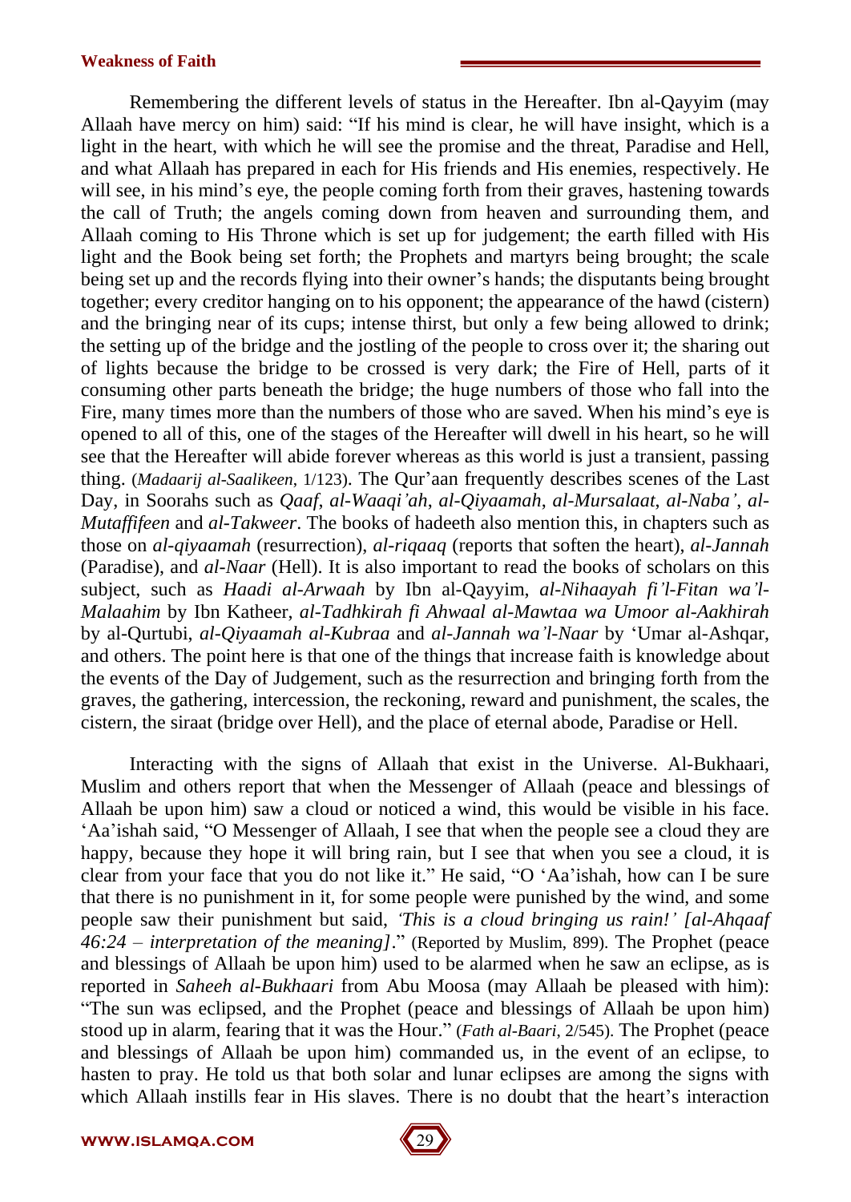Remembering the different levels of status in the Hereafter. Ibn al-Qayyim (may Allaah have mercy on him) said: "If his mind is clear, he will have insight, which is a light in the heart, with which he will see the promise and the threat, Paradise and Hell, and what Allaah has prepared in each for His friends and His enemies, respectively. He will see, in his mind's eye, the people coming forth from their graves, hastening towards the call of Truth; the angels coming down from heaven and surrounding them, and Allaah coming to His Throne which is set up for judgement; the earth filled with His light and the Book being set forth; the Prophets and martyrs being brought; the scale being set up and the records flying into their owner's hands; the disputants being brought together; every creditor hanging on to his opponent; the appearance of the hawd (cistern) and the bringing near of its cups; intense thirst, but only a few being allowed to drink; the setting up of the bridge and the jostling of the people to cross over it; the sharing out of lights because the bridge to be crossed is very dark; the Fire of Hell, parts of it consuming other parts beneath the bridge; the huge numbers of those who fall into the Fire, many times more than the numbers of those who are saved. When his mind's eye is opened to all of this, one of the stages of the Hereafter will dwell in his heart, so he will see that the Hereafter will abide forever whereas as this world is just a transient, passing thing. (*Madaarij al-Saalikeen*, 1/123). The Qur'aan frequently describes scenes of the Last Day, in Soorahs such as *Qaaf*, *al-Waaqi'ah*, *al-Qiyaamah*, *al-Mursalaat*, *al-Naba'*, *al-Mutaffifeen* and *al-Takweer*. The books of hadeeth also mention this, in chapters such as those on *al-qiyaamah* (resurrection), *al-riqaaq* (reports that soften the heart), *al-Jannah* (Paradise), and *al-Naar* (Hell). It is also important to read the books of scholars on this subject, such as *Haadi al-Arwaah* by Ibn al-Qayyim, *al-Nihaayah fi'l-Fitan wa'l-Malaahim* by Ibn Katheer, *al-Tadhkirah fi Ahwaal al-Mawtaa wa Umoor al-Aakhirah* by al-Qurtubi, *al-Qiyaamah al-Kubraa* and *al-Jannah wa'l-Naar* by 'Umar al-Ashqar, and others. The point here is that one of the things that increase faith is knowledge about the events of the Day of Judgement, such as the resurrection and bringing forth from the graves, the gathering, intercession, the reckoning, reward and punishment, the scales, the cistern, the siraat (bridge over Hell), and the place of eternal abode, Paradise or Hell.

Interacting with the signs of Allaah that exist in the Universe. Al-Bukhaari, Muslim and others report that when the Messenger of Allaah (peace and blessings of Allaah be upon him) saw a cloud or noticed a wind, this would be visible in his face. 'Aa'ishah said, "O Messenger of Allaah, I see that when the people see a cloud they are happy, because they hope it will bring rain, but I see that when you see a cloud, it is clear from your face that you do not like it." He said, "O 'Aa'ishah, how can I be sure that there is no punishment in it, for some people were punished by the wind, and some people saw their punishment but said, *'This is a cloud bringing us rain!' [al-Ahqaaf 46:24 – interpretation of the meaning]*." (Reported by Muslim, 899). The Prophet (peace and blessings of Allaah be upon him) used to be alarmed when he saw an eclipse, as is reported in *Saheeh al-Bukhaari* from Abu Moosa (may Allaah be pleased with him): "The sun was eclipsed, and the Prophet (peace and blessings of Allaah be upon him) stood up in alarm, fearing that it was the Hour." (*Fath al-Baari*, 2/545). The Prophet (peace and blessings of Allaah be upon him) commanded us, in the event of an eclipse, to hasten to pray. He told us that both solar and lunar eclipses are among the signs with which Allaah instills fear in His slaves. There is no doubt that the heart's interaction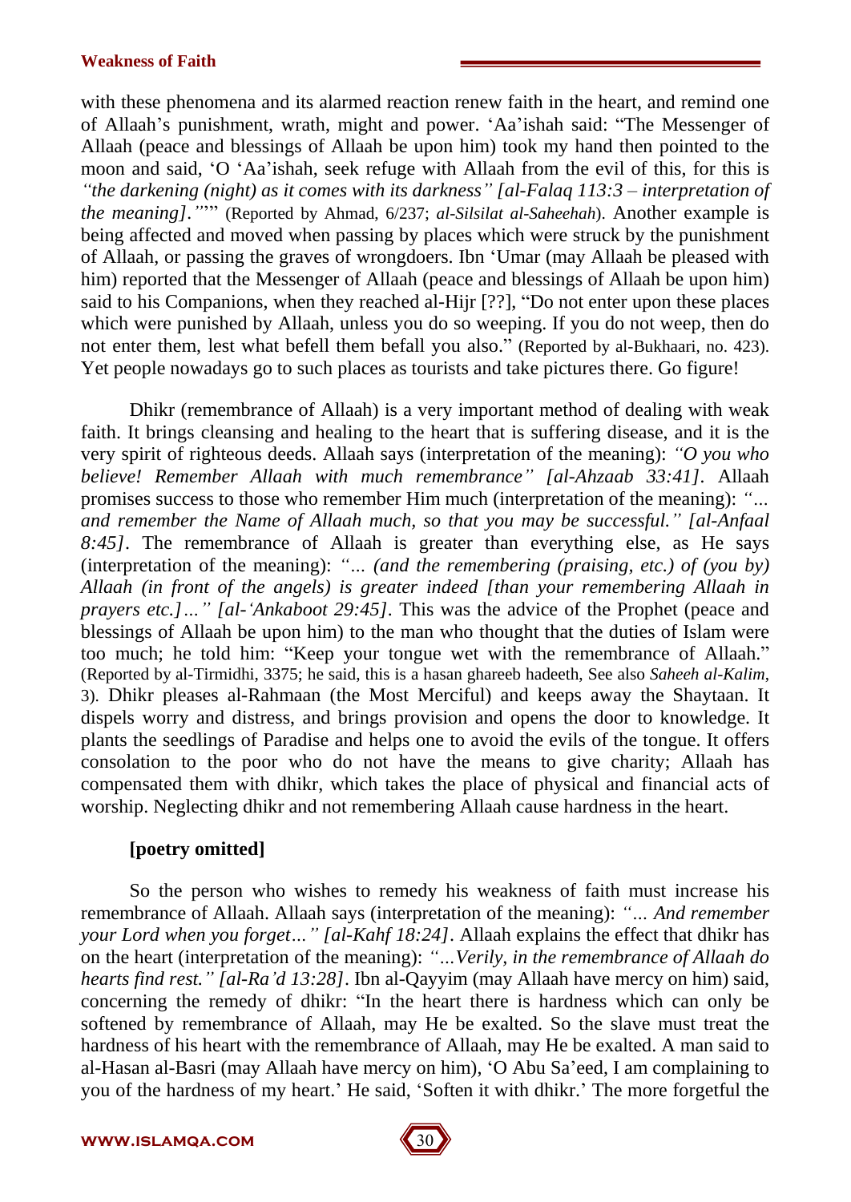with these phenomena and its alarmed reaction renew faith in the heart, and remind one of Allaah's punishment, wrath, might and power. 'Aa'ishah said: "The Messenger of Allaah (peace and blessings of Allaah be upon him) took my hand then pointed to the moon and said, 'O 'Aa'ishah, seek refuge with Allaah from the evil of this, for this is *"the darkening (night) as it comes with its darkness" [al-Falaq 113:3 – interpretation of the meaning].*'"" (Reported by Ahmad, 6/237; *al-Silsilat al-Saheehah*). Another example is being affected and moved when passing by places which were struck by the punishment of Allaah, or passing the graves of wrongdoers. Ibn 'Umar (may Allaah be pleased with him) reported that the Messenger of Allaah (peace and blessings of Allaah be upon him) said to his Companions, when they reached al-Hijr [??], "Do not enter upon these places which were punished by Allaah, unless you do so weeping. If you do not weep, then do not enter them, lest what befell them befall you also." (Reported by al-Bukhaari, no. 423). Yet people nowadays go to such places as tourists and take pictures there. Go figure!

Dhikr (remembrance of Allaah) is a very important method of dealing with weak faith. It brings cleansing and healing to the heart that is suffering disease, and it is the very spirit of righteous deeds. Allaah says (interpretation of the meaning): *"O you who believe! Remember Allaah with much remembrance" [al-Ahzaab 33:41]*. Allaah promises success to those who remember Him much (interpretation of the meaning): *"… and remember the Name of Allaah much, so that you may be successful." [al-Anfaal 8:45]*. The remembrance of Allaah is greater than everything else, as He says (interpretation of the meaning): *"… (and the remembering (praising, etc.) of (you by) Allaah (in front of the angels) is greater indeed [than your remembering Allaah in prayers etc.]…" [al-'Ankaboot 29:45]*. This was the advice of the Prophet (peace and blessings of Allaah be upon him) to the man who thought that the duties of Islam were too much; he told him: "Keep your tongue wet with the remembrance of Allaah." (Reported by al-Tirmidhi, 3375; he said, this is a hasan ghareeb hadeeth, See also *Saheeh al-Kalim*, 3). Dhikr pleases al-Rahmaan (the Most Merciful) and keeps away the Shaytaan. It dispels worry and distress, and brings provision and opens the door to knowledge. It plants the seedlings of Paradise and helps one to avoid the evils of the tongue. It offers consolation to the poor who do not have the means to give charity; Allaah has compensated them with dhikr, which takes the place of physical and financial acts of worship. Neglecting dhikr and not remembering Allaah cause hardness in the heart.

**[poetry omitted]**

So the person who wishes to remedy his weakness of faith must increase his remembrance of Allaah. Allaah says (interpretation of the meaning): *"… And remember your Lord when you forget…" [al-Kahf 18:24]*. Allaah explains the effect that dhikr has on the heart (interpretation of the meaning): *"…Verily, in the remembrance of Allaah do hearts find rest." [al-Ra'd 13:28]*. Ibn al-Qayyim (may Allaah have mercy on him) said, concerning the remedy of dhikr: "In the heart there is hardness which can only be softened by remembrance of Allaah, may He be exalted. So the slave must treat the hardness of his heart with the remembrance of Allaah, may He be exalted. A man said to al-Hasan al-Basri (may Allaah have mercy on him), 'O Abu Sa'eed, I am complaining to you of the hardness of my heart.' He said, 'Soften it with dhikr.' The more forgetful the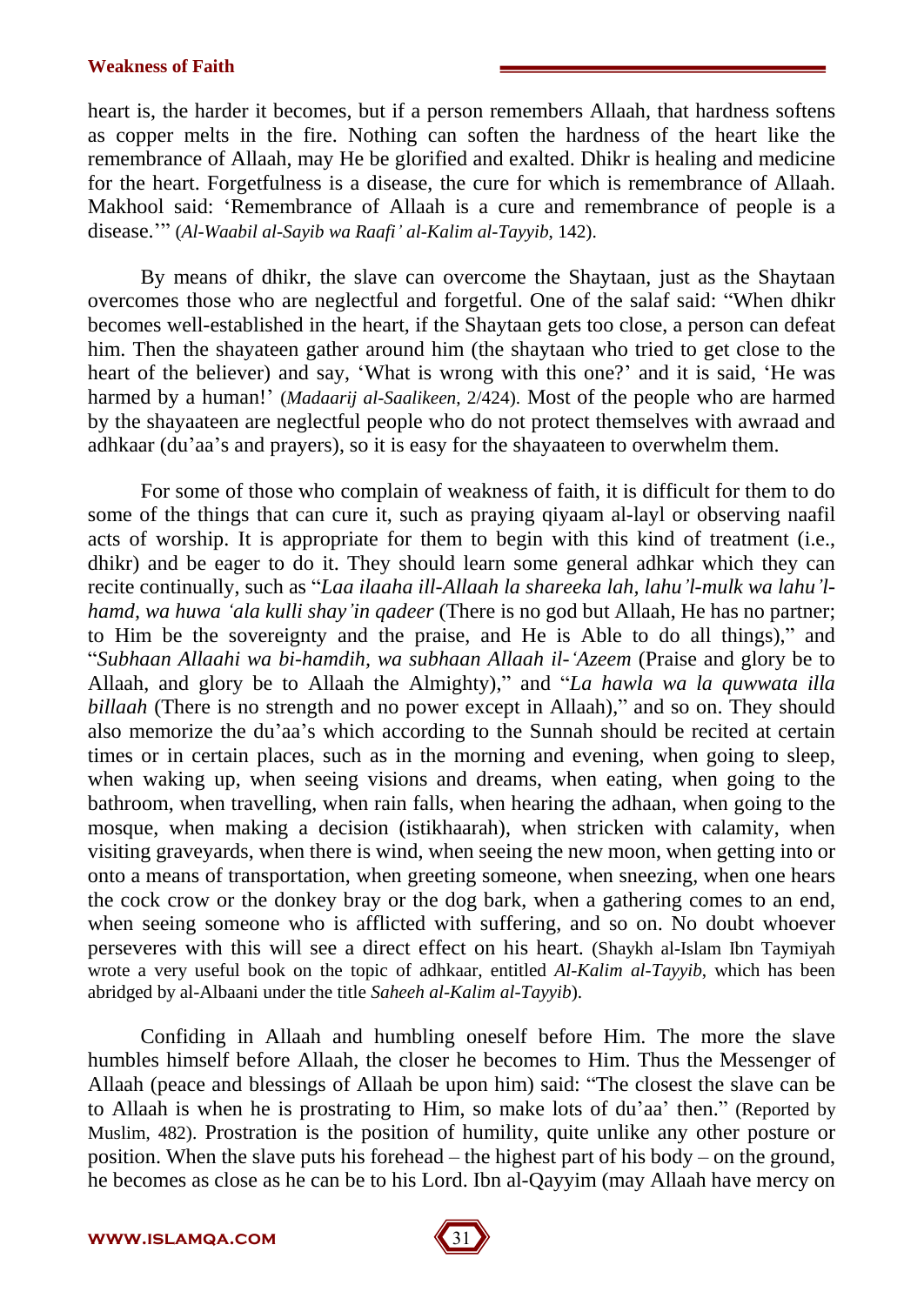heart is, the harder it becomes, but if a person remembers Allaah, that hardness softens as copper melts in the fire. Nothing can soften the hardness of the heart like the remembrance of Allaah, may He be glorified and exalted. Dhikr is healing and medicine for the heart. Forgetfulness is a disease, the cure for which is remembrance of Allaah. Makhool said: 'Remembrance of Allaah is a cure and remembrance of people is a disease.'" (*Al-Waabil al-Sayib wa Raafi' al-Kalim al-Tayyib*, 142).

By means of dhikr, the slave can overcome the Shaytaan, just as the Shaytaan overcomes those who are neglectful and forgetful. One of the salaf said: "When dhikr becomes well-established in the heart, if the Shaytaan gets too close, a person can defeat him. Then the shayateen gather around him (the shaytaan who tried to get close to the heart of the believer) and say, 'What is wrong with this one?' and it is said, 'He was harmed by a human!' (*Madaarij al-Saalikeen*, 2/424). Most of the people who are harmed by the shayaateen are neglectful people who do not protect themselves with awraad and adhkaar (du'aa's and prayers), so it is easy for the shayaateen to overwhelm them.

For some of those who complain of weakness of faith, it is difficult for them to do some of the things that can cure it, such as praying qiyaam al-layl or observing naafil acts of worship. It is appropriate for them to begin with this kind of treatment (i.e., dhikr) and be eager to do it. They should learn some general adhkar which they can recite continually, such as "*Laa ilaaha ill-Allaah la shareeka lah, lahu'l-mulk wa lahu'l-hamd, wa huwa 'ala kulli shay'in qadeer* (There is no god but Allaah, He has no partner; to Him be the sovereignty and the praise, and He is Able to do all things)," and "*Subhaan Allaahi wa bi-hamdih, wa subhaan Allaah il-'Azeem* (Praise and glory be to Allaah, and glory be to Allaah the Almighty)," and "*La hawla wa la quwwata illa billaah* (There is no strength and no power except in Allaah)," and so on. They should also memorize the du'aa's which according to the Sunnah should be recited at certain times or in certain places, such as in the morning and evening, when going to sleep, when waking up, when seeing visions and dreams, when eating, when going to the bathroom, when travelling, when rain falls, when hearing the adhaan, when going to the mosque, when making a decision (istikhaarah), when stricken with calamity, when visiting graveyards, when there is wind, when seeing the new moon, when getting into or onto a means of transportation, when greeting someone, when sneezing, when one hears the cock crow or the donkey bray or the dog bark, when a gathering comes to an end, when seeing someone who is afflicted with suffering, and so on. No doubt whoever perseveres with this will see a direct effect on his heart. (Shaykh al-Islam Ibn Taymiyah wrote a very useful book on the topic of adhkaar, entitled *Al-Kalim al-Tayyib*, which has been abridged by al-Albaani under the title *Saheeh al-Kalim al-Tayyib*).

Confiding in Allaah and humbling oneself before Him. The more the slave humbles himself before Allaah, the closer he becomes to Him. Thus the Messenger of Allaah (peace and blessings of Allaah be upon him) said: "The closest the slave can be to Allaah is when he is prostrating to Him, so make lots of du'aa' then." (Reported by Muslim, 482). Prostration is the position of humility, quite unlike any other posture or position. When the slave puts his forehead – the highest part of his body – on the ground, he becomes as close as he can be to his Lord. Ibn al-Qayyim (may Allaah have mercy on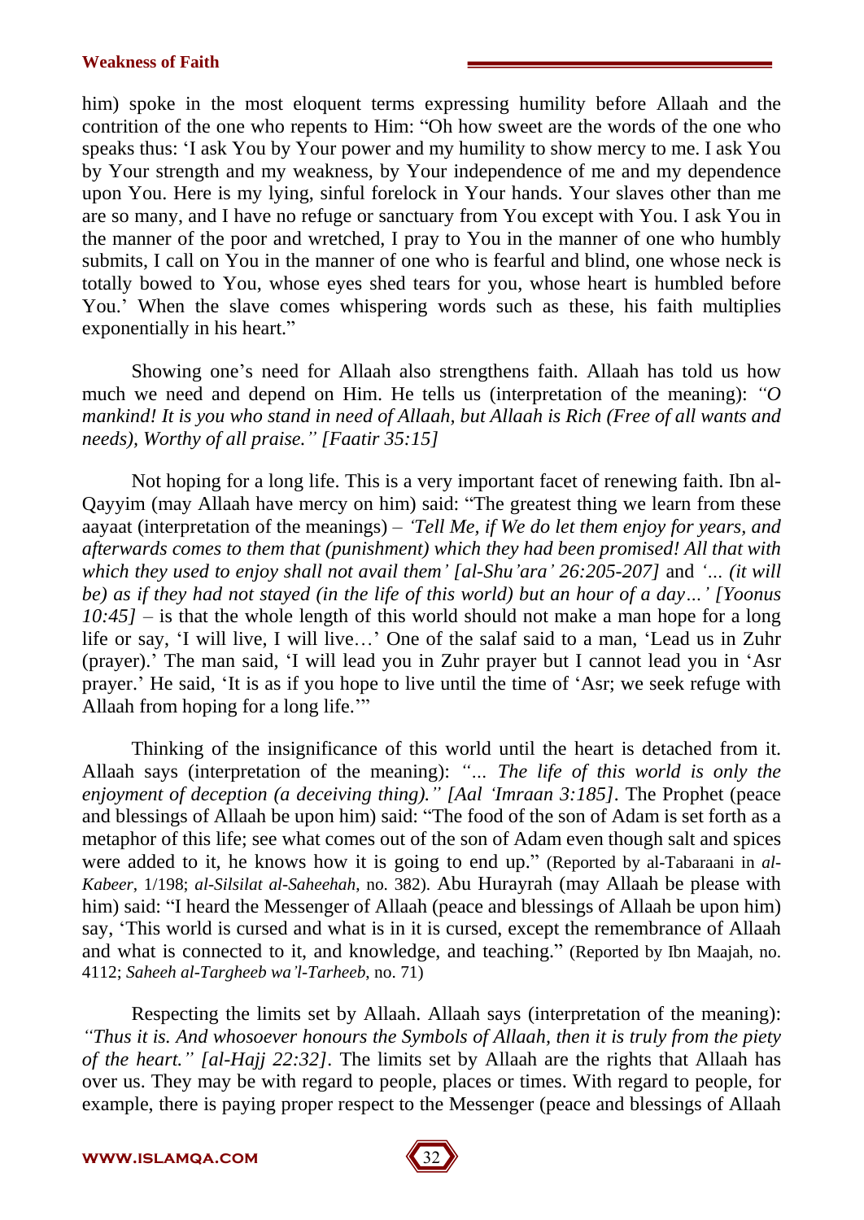him) spoke in the most eloquent terms expressing humility before Allaah and the contrition of the one who repents to Him: "Oh how sweet are the words of the one who speaks thus: 'I ask You by Your power and my humility to show mercy to me. I ask You by Your strength and my weakness, by Your independence of me and my dependence upon You. Here is my lying, sinful forelock in Your hands. Your slaves other than me are so many, and I have no refuge or sanctuary from You except with You. I ask You in the manner of the poor and wretched, I pray to You in the manner of one who humbly submits, I call on You in the manner of one who is fearful and blind, one whose neck is totally bowed to You, whose eyes shed tears for you, whose heart is humbled before You.' When the slave comes whispering words such as these, his faith multiplies exponentially in his heart."

Showing one's need for Allaah also strengthens faith. Allaah has told us how much we need and depend on Him. He tells us (interpretation of the meaning): *"O mankind! It is you who stand in need of Allaah, but Allaah is Rich (Free of all wants and needs), Worthy of all praise." [Faatir 35:15]*

Not hoping for a long life. This is a very important facet of renewing faith. Ibn al-Qayyim (may Allaah have mercy on him) said: "The greatest thing we learn from these aayaat (interpretation of the meanings) – *'Tell Me, if We do let them enjoy for years, and afterwards comes to them that (punishment) which they had been promised! All that with which they used to enjoy shall not avail them' [al-Shu'ara' 26:205-207]* and *'… (it will be) as if they had not stayed (in the life of this world) but an hour of a day…' [Yoonus 10:45]* – is that the whole length of this world should not make a man hope for a long life or say, 'I will live, I will live…' One of the salaf said to a man, 'Lead us in Zuhr (prayer).' The man said, 'I will lead you in Zuhr prayer but I cannot lead you in 'Asr prayer.' He said, 'It is as if you hope to live until the time of 'Asr; we seek refuge with Allaah from hoping for a long life.'"

Thinking of the insignificance of this world until the heart is detached from it. Allaah says (interpretation of the meaning): *"… The life of this world is only the enjoyment of deception (a deceiving thing)." [Aal 'Imraan 3:185]*. The Prophet (peace and blessings of Allaah be upon him) said: "The food of the son of Adam is set forth as a metaphor of this life; see what comes out of the son of Adam even though salt and spices were added to it, he knows how it is going to end up." (Reported by al-Tabaraani in *al-Kabeer*, 1/198; *al-Silsilat al-Saheehah*, no. 382). Abu Hurayrah (may Allaah be please with him) said: "I heard the Messenger of Allaah (peace and blessings of Allaah be upon him) say, 'This world is cursed and what is in it is cursed, except the remembrance of Allaah and what is connected to it, and knowledge, and teaching." (Reported by Ibn Maajah, no. 4112; *Saheeh al-Targheeb wa'l-Tarheeb*, no. 71)

Respecting the limits set by Allaah. Allaah says (interpretation of the meaning): *"Thus it is. And whosoever honours the Symbols of Allaah, then it is truly from the piety of the heart." [al-Hajj 22:32]*. The limits set by Allaah are the rights that Allaah has over us. They may be with regard to people, places or times. With regard to people, for example, there is paying proper respect to the Messenger (peace and blessings of Allaah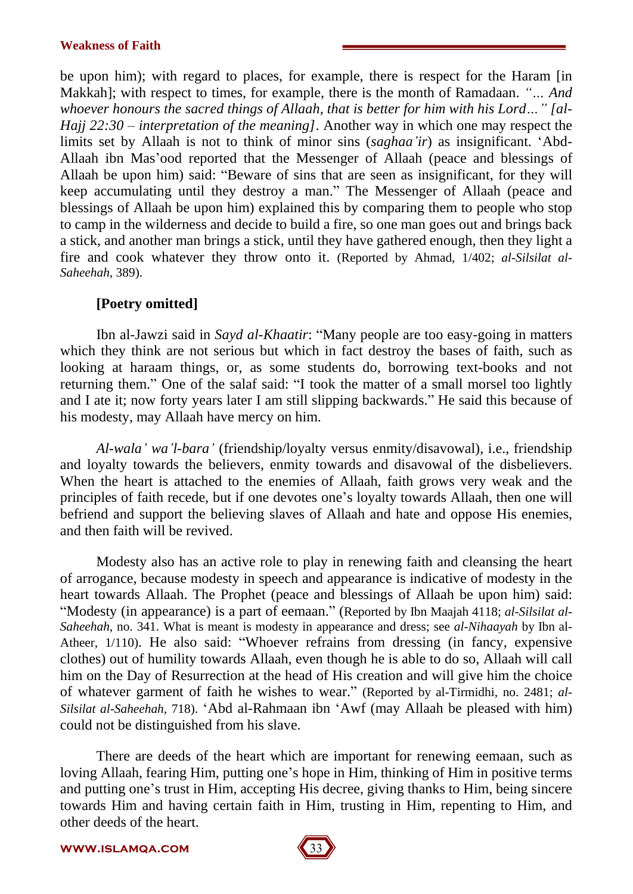be upon him); with regard to places, for example, there is respect for the Haram [in Makkah]; with respect to times, for example, there is the month of Ramadaan. *"… And whoever honours the sacred things of Allaah, that is better for him with his Lord…" [al-Hajj 22:30 – interpretation of the meaning]*. Another way in which one may respect the limits set by Allaah is not to think of minor sins (*saghaa'ir*) as insignificant. 'Abd-Allaah ibn Mas'ood reported that the Messenger of Allaah (peace and blessings of Allaah be upon him) said: "Beware of sins that are seen as insignificant, for they will keep accumulating until they destroy a man." The Messenger of Allaah (peace and blessings of Allaah be upon him) explained this by comparing them to people who stop to camp in the wilderness and decide to build a fire, so one man goes out and brings back a stick, and another man brings a stick, until they have gathered enough, then they light a fire and cook whatever they throw onto it. (Reported by Ahmad, 1/402; *al-Silsilat al-Saheehah*, 389).

**[Poetry omitted]**

Ibn al-Jawzi said in *Sayd al-Khaatir*: "Many people are too easy-going in matters which they think are not serious but which in fact destroy the bases of faith, such as looking at haraam things, or, as some students do, borrowing text-books and not returning them." One of the salaf said: "I took the matter of a small morsel too lightly and I ate it; now forty years later I am still slipping backwards." He said this because of his modesty, may Allaah have mercy on him.

*Al-wala' wa'l-bara'* (friendship/loyalty versus enmity/disavowal), i.e., friendship and loyalty towards the believers, enmity towards and disavowal of the disbelievers. When the heart is attached to the enemies of Allaah, faith grows very weak and the principles of faith recede, but if one devotes one's loyalty towards Allaah, then one will befriend and support the believing slaves of Allaah and hate and oppose His enemies, and then faith will be revived.

Modesty also has an active role to play in renewing faith and cleansing the heart of arrogance, because modesty in speech and appearance is indicative of modesty in the heart towards Allaah. The Prophet (peace and blessings of Allaah be upon him) said: "Modesty (in appearance) is a part of eemaan." (Reported by Ibn Maajah 4118; *al-Silsilat al-Saheehah*, no. 341. What is meant is modesty in appearance and dress; see *al-Nihaayah* by Ibn al-Atheer, 1/110). He also said: "Whoever refrains from dressing (in fancy, expensive clothes) out of humility towards Allaah, even though he is able to do so, Allaah will call him on the Day of Resurrection at the head of His creation and will give him the choice of whatever garment of faith he wishes to wear." (Reported by al-Tirmidhi, no. 2481; *al-Silsilat al-Saheehah*, 718). 'Abd al-Rahmaan ibn 'Awf (may Allaah be pleased with him) could not be distinguished from his slave.

There are deeds of the heart which are important for renewing eemaan, such as loving Allaah, fearing Him, putting one's hope in Him, thinking of Him in positive terms and putting one's trust in Him, accepting His decree, giving thanks to Him, being sincere towards Him and having certain faith in Him, trusting in Him, repenting to Him, and other deeds of the heart.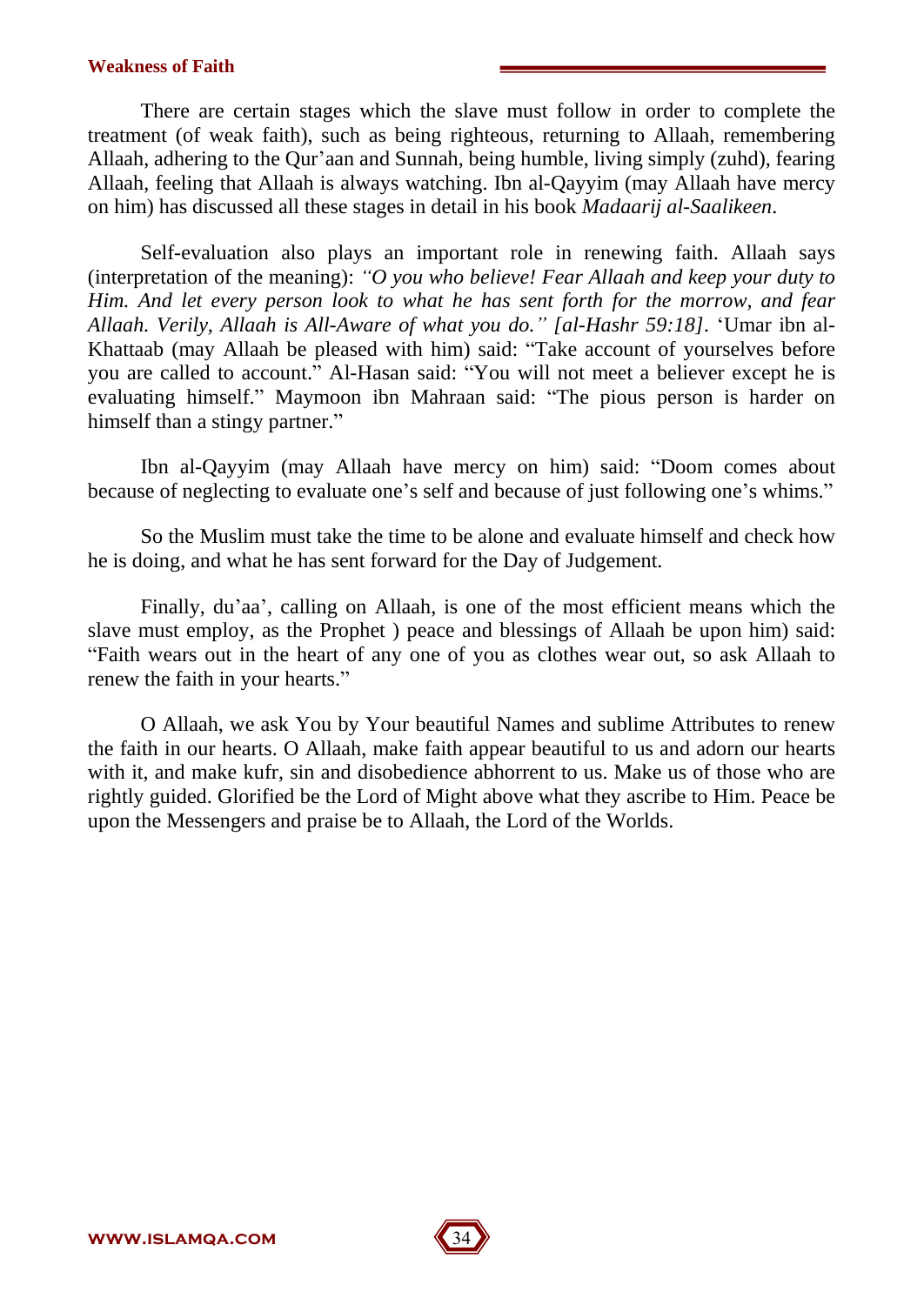There are certain stages which the slave must follow in order to complete the treatment (of weak faith), such as being righteous, returning to Allaah, remembering Allaah, adhering to the Qur'aan and Sunnah, being humble, living simply (zuhd), fearing Allaah, feeling that Allaah is always watching. Ibn al-Qayyim (may Allaah have mercy on him) has discussed all these stages in detail in his book *Madaarij al-Saalikeen*.

Self-evaluation also plays an important role in renewing faith. Allaah says (interpretation of the meaning): *"O you who believe! Fear Allaah and keep your duty to Him. And let every person look to what he has sent forth for the morrow, and fear Allaah. Verily, Allaah is All-Aware of what you do." [al-Hashr 59:18]*. 'Umar ibn al-Khattaab (may Allaah be pleased with him) said: "Take account of yourselves before you are called to account." Al-Hasan said: "You will not meet a believer except he is evaluating himself." Maymoon ibn Mahraan said: "The pious person is harder on himself than a stingy partner."

Ibn al-Qayyim (may Allaah have mercy on him) said: "Doom comes about because of neglecting to evaluate one's self and because of just following one's whims."

So the Muslim must take the time to be alone and evaluate himself and check how he is doing, and what he has sent forward for the Day of Judgement.

Finally, du'aa', calling on Allaah, is one of the most efficient means which the slave must employ, as the Prophet ) peace and blessings of Allaah be upon him) said: "Faith wears out in the heart of any one of you as clothes wear out, so ask Allaah to renew the faith in your hearts."

O Allaah, we ask You by Your beautiful Names and sublime Attributes to renew the faith in our hearts. O Allaah, make faith appear beautiful to us and adorn our hearts with it, and make kufr, sin and disobedience abhorrent to us. Make us of those who are rightly guided. Glorified be the Lord of Might above what they ascribe to Him. Peace be upon the Messengers and praise be to Allaah, the Lord of the Worlds.